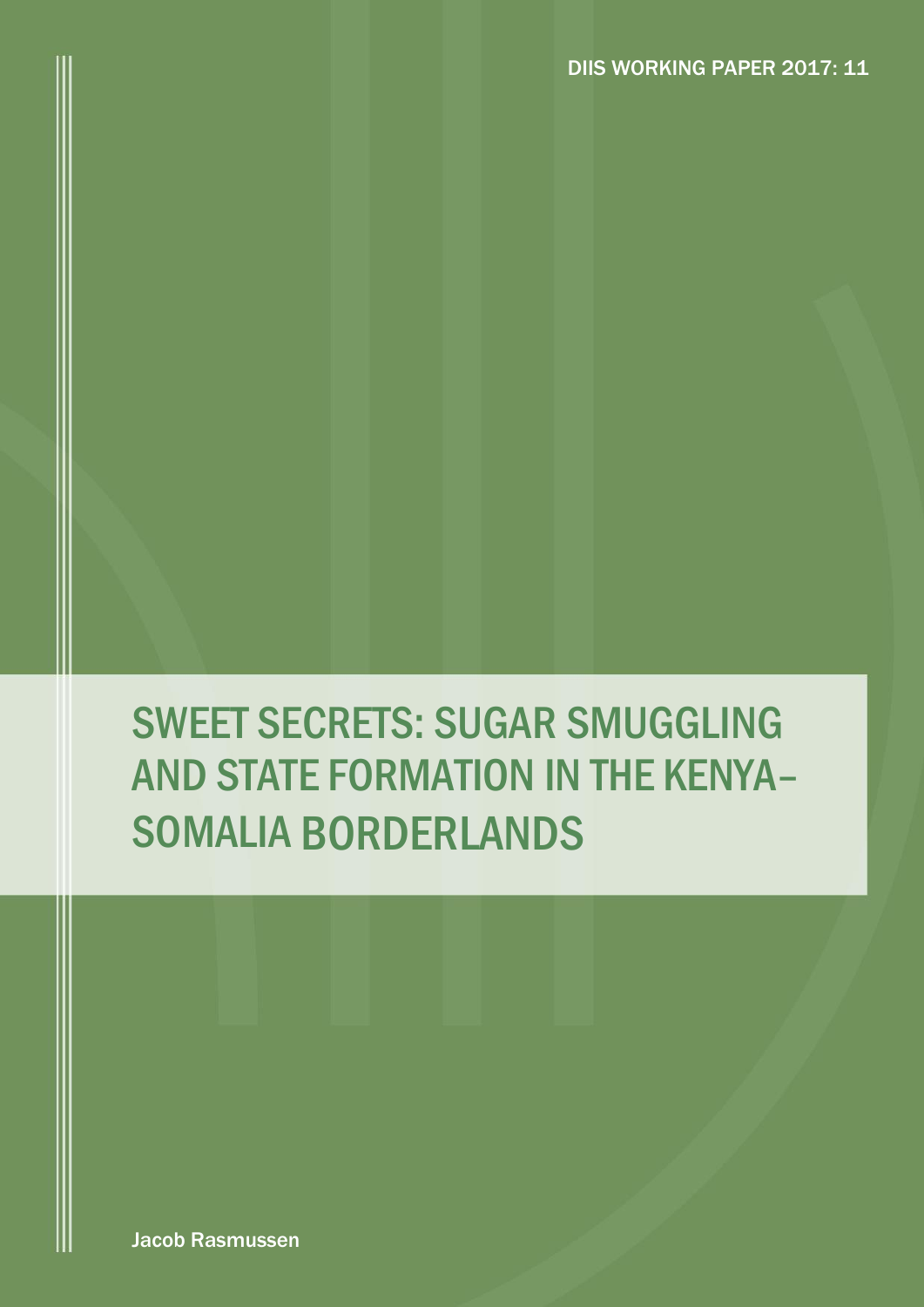DIIS WORKING PAPER 2017: 11

# SWEET SECRETS: SUGAR SMUGGLING AND STATE FORMATION IN THE KENYA–SOMALIA BORDERLANDS

Jacob Rasmussen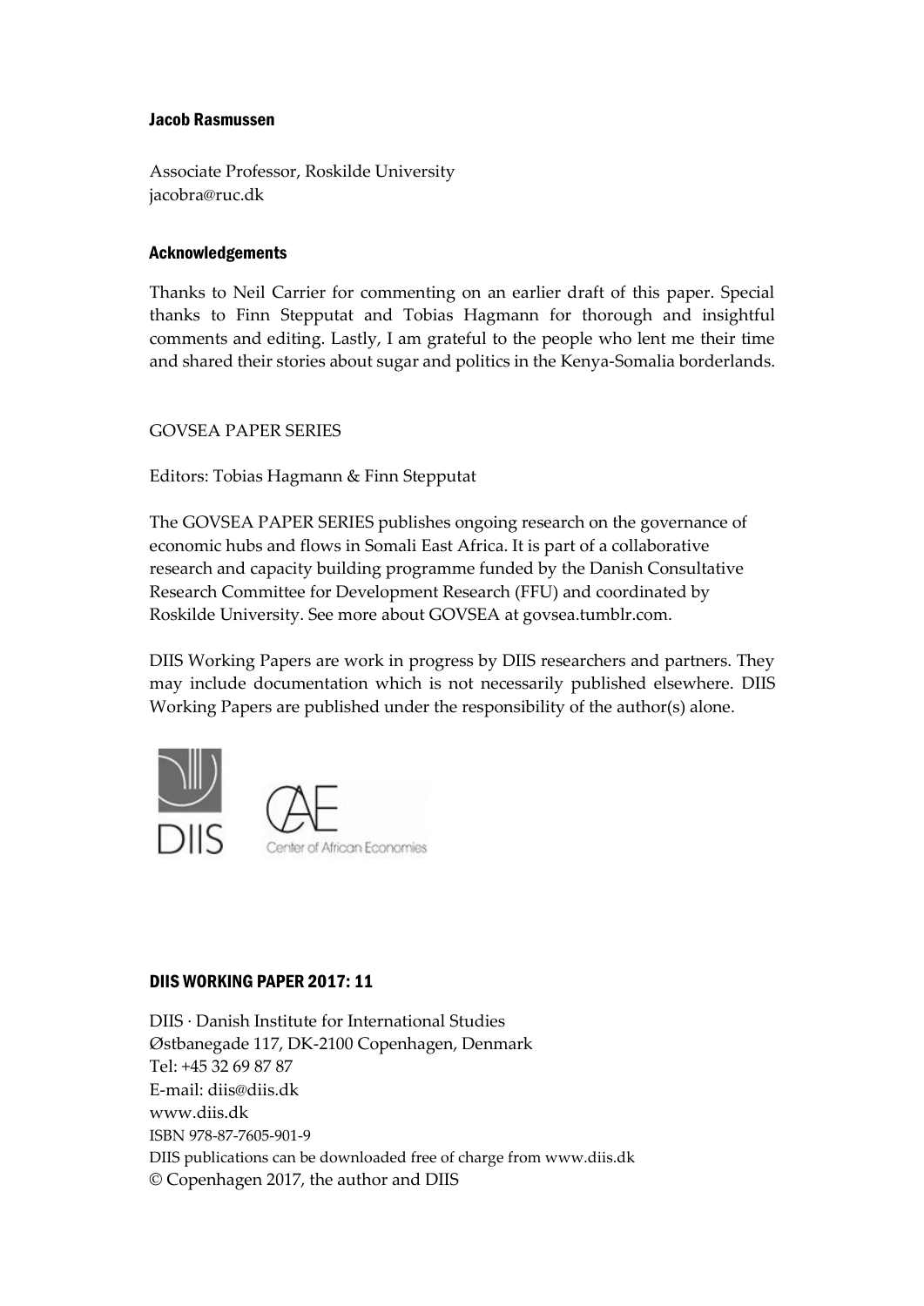#### Jacob Rasmussen

Associate Professor, Roskilde University
jacobra@ruc.dk

#### Acknowledgements

Thanks to Neil Carrier for commenting on an earlier draft of this paper. Special thanks to Finn Stepputat and Tobias Hagmann for thorough and insightful comments and editing. Lastly, I am grateful to the people who lent me their time and shared their stories about sugar and politics in the Kenya-Somalia borderlands.

GOVSEA PAPER SERIES

Editors: Tobias Hagmann & Finn Stepputat

The GOVSEA PAPER SERIES publishes ongoing research on the governance of economic hubs and flows in Somali East Africa. It is part of a collaborative research and capacity building programme funded by the Danish Consultative Research Committee for Development Research (FFU) and coordinated by Roskilde University. See more about GOVSEA at govsea.tumblr.com.

DIIS Working Papers are work in progress by DIIS researchers and partners. They may include documentation which is not necessarily published elsewhere. DIIS Working Papers are published under the responsibility of the author(s) alone.

DIIS

Center of African Economies

#### DIIS WORKING PAPER 2017: 11

DIIS · Danish Institute for International Studies
Østbanegade 117, DK-2100 Copenhagen, Denmark
Tel: +45 32 69 87 87
E-mail: diis@diis.dk
www.diis.dk
ISBN 978-87-7605-901-9
DIIS publications can be downloaded free of charge from www.diis.dk
© Copenhagen 2017, the author and DIIS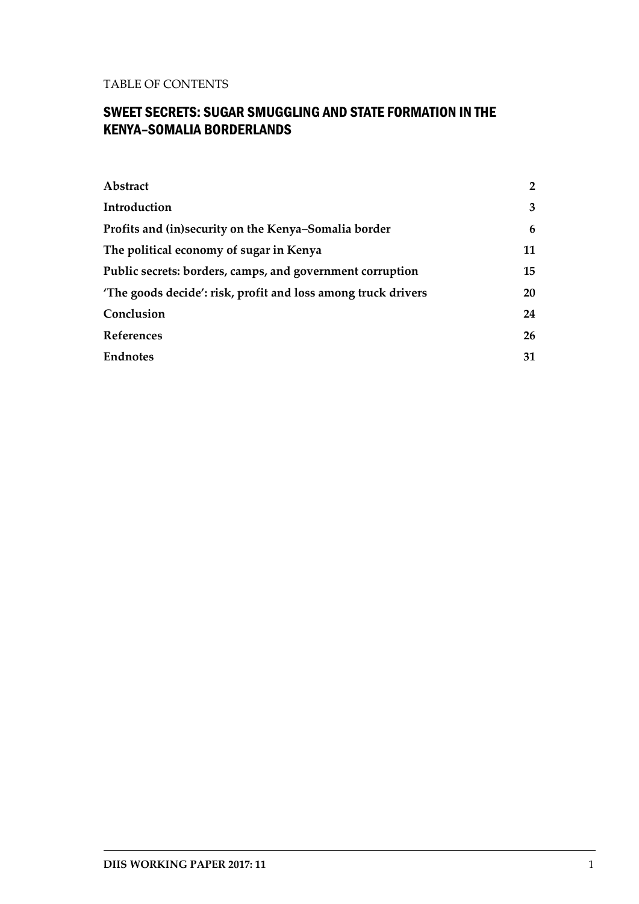TABLE OF CONTENTS

# SWEET SECRETS: SUGAR SMUGGLING AND STATE FORMATION IN THE KENYA–SOMALIA BORDERLANDS

| | |
|---|---|
| **Abstract** | **2** |
| **Introduction** | **3** |
| **Profits and (in)security on the Kenya–Somalia border** | **6** |
| **The political economy of sugar in Kenya** | **11** |
| **Public secrets: borders, camps, and government corruption** | **15** |
| **'The goods decide': risk, profit and loss among truck drivers** | **20** |
| **Conclusion** | **24** |
| **References** | **26** |
| **Endnotes** | **31** |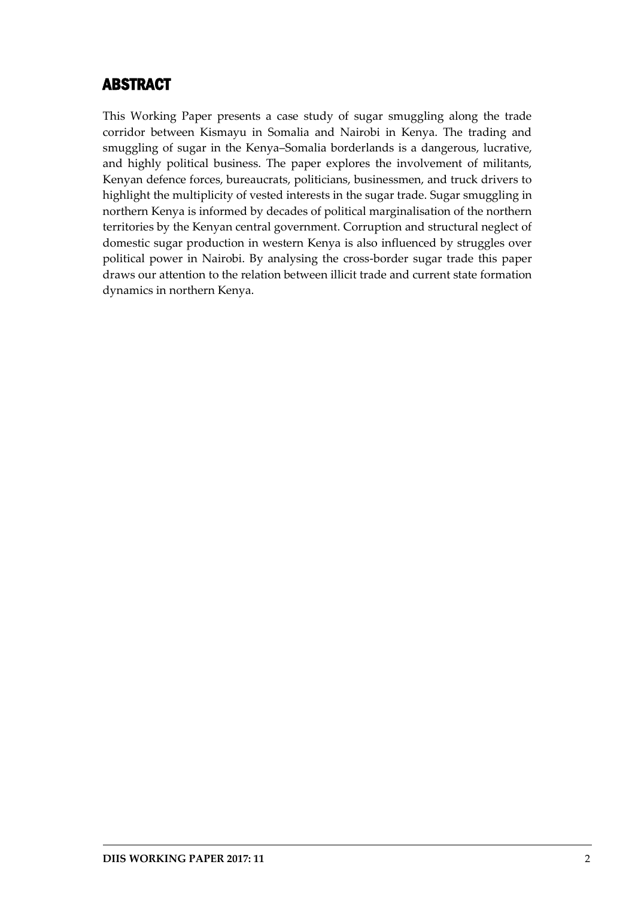## ABSTRACT

This Working Paper presents a case study of sugar smuggling along the trade corridor between Kismayu in Somalia and Nairobi in Kenya. The trading and smuggling of sugar in the Kenya–Somalia borderlands is a dangerous, lucrative, and highly political business. The paper explores the involvement of militants, Kenyan defence forces, bureaucrats, politicians, businessmen, and truck drivers to highlight the multiplicity of vested interests in the sugar trade. Sugar smuggling in northern Kenya is informed by decades of political marginalisation of the northern territories by the Kenyan central government. Corruption and structural neglect of domestic sugar production in western Kenya is also influenced by struggles over political power in Nairobi. By analysing the cross-border sugar trade this paper draws our attention to the relation between illicit trade and current state formation dynamics in northern Kenya.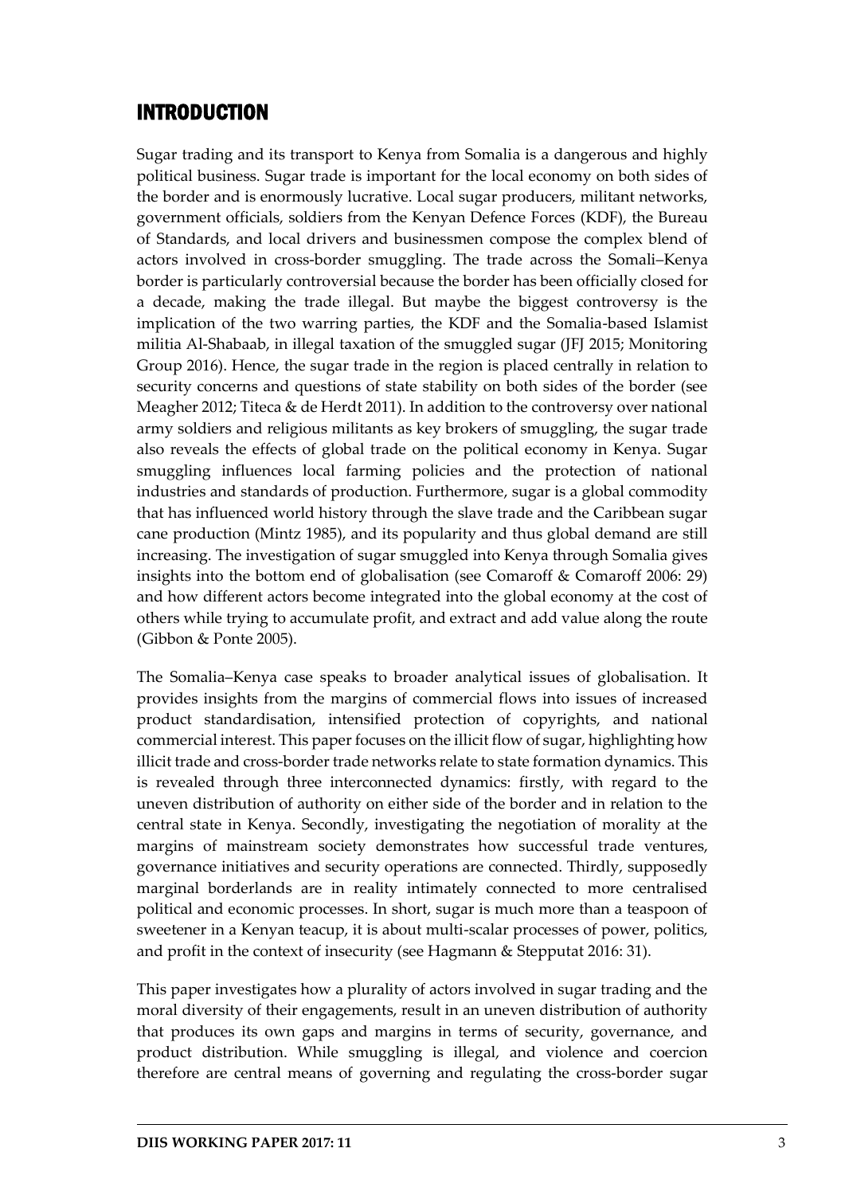# INTRODUCTION

Sugar trading and its transport to Kenya from Somalia is a dangerous and highly political business. Sugar trade is important for the local economy on both sides of the border and is enormously lucrative. Local sugar producers, militant networks, government officials, soldiers from the Kenyan Defence Forces (KDF), the Bureau of Standards, and local drivers and businessmen compose the complex blend of actors involved in cross-border smuggling. The trade across the Somali–Kenya border is particularly controversial because the border has been officially closed for a decade, making the trade illegal. But maybe the biggest controversy is the implication of the two warring parties, the KDF and the Somalia-based Islamist militia Al-Shabaab, in illegal taxation of the smuggled sugar (JFJ 2015; Monitoring Group 2016). Hence, the sugar trade in the region is placed centrally in relation to security concerns and questions of state stability on both sides of the border (see Meagher 2012; Titeca & de Herdt 2011). In addition to the controversy over national army soldiers and religious militants as key brokers of smuggling, the sugar trade also reveals the effects of global trade on the political economy in Kenya. Sugar smuggling influences local farming policies and the protection of national industries and standards of production. Furthermore, sugar is a global commodity that has influenced world history through the slave trade and the Caribbean sugar cane production (Mintz 1985), and its popularity and thus global demand are still increasing. The investigation of sugar smuggled into Kenya through Somalia gives insights into the bottom end of globalisation (see Comaroff & Comaroff 2006: 29) and how different actors become integrated into the global economy at the cost of others while trying to accumulate profit, and extract and add value along the route (Gibbon & Ponte 2005).

The Somalia–Kenya case speaks to broader analytical issues of globalisation. It provides insights from the margins of commercial flows into issues of increased product standardisation, intensified protection of copyrights, and national commercial interest. This paper focuses on the illicit flow of sugar, highlighting how illicit trade and cross-border trade networks relate to state formation dynamics. This is revealed through three interconnected dynamics: firstly, with regard to the uneven distribution of authority on either side of the border and in relation to the central state in Kenya. Secondly, investigating the negotiation of morality at the margins of mainstream society demonstrates how successful trade ventures, governance initiatives and security operations are connected. Thirdly, supposedly marginal borderlands are in reality intimately connected to more centralised political and economic processes. In short, sugar is much more than a teaspoon of sweetener in a Kenyan teacup, it is about multi-scalar processes of power, politics, and profit in the context of insecurity (see Hagmann & Stepputat 2016: 31).

This paper investigates how a plurality of actors involved in sugar trading and the moral diversity of their engagements, result in an uneven distribution of authority that produces its own gaps and margins in terms of security, governance, and product distribution. While smuggling is illegal, and violence and coercion therefore are central means of governing and regulating the cross-border sugar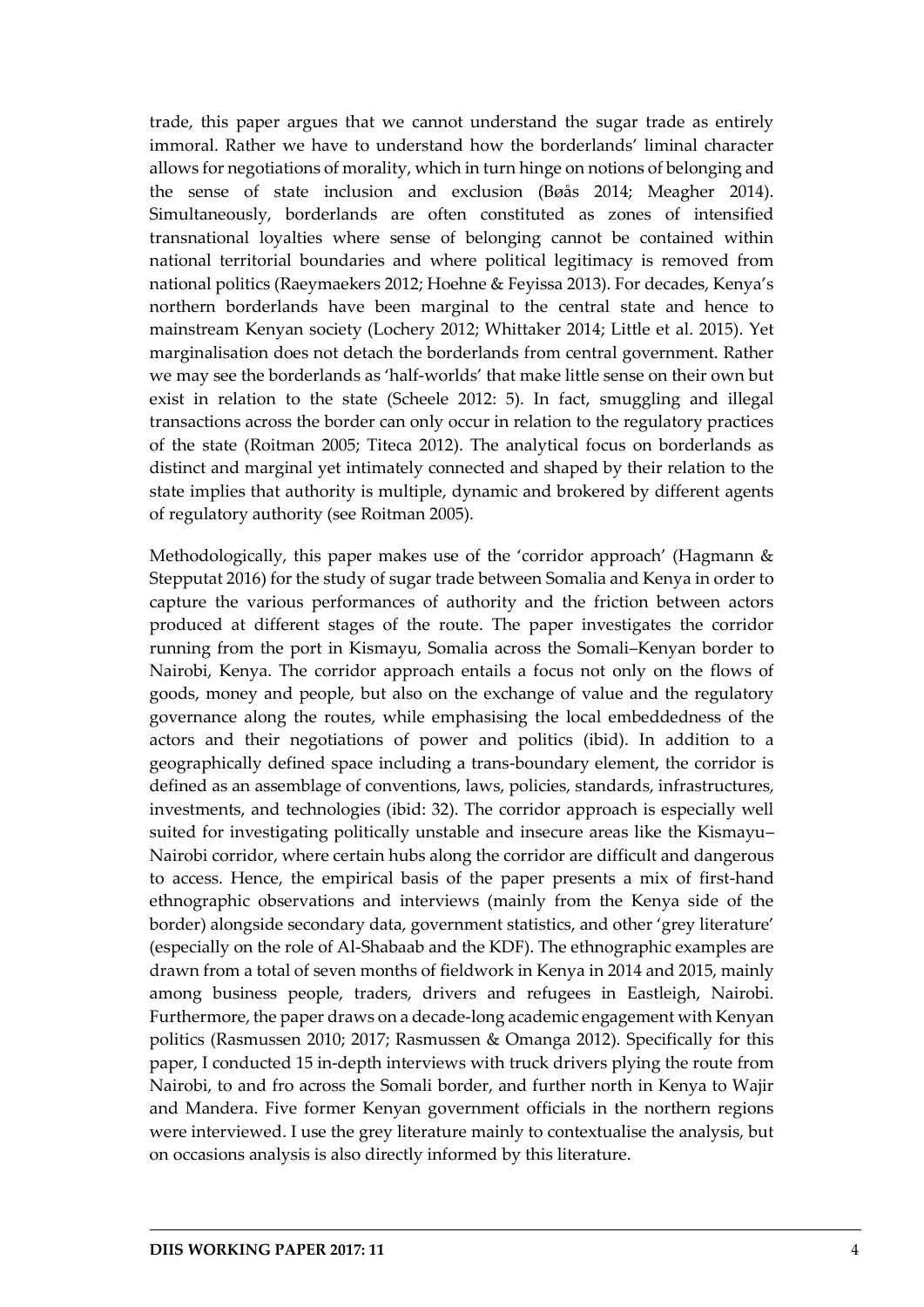trade, this paper argues that we cannot understand the sugar trade as entirely immoral. Rather we have to understand how the borderlands' liminal character allows for negotiations of morality, which in turn hinge on notions of belonging and the sense of state inclusion and exclusion (Bøås 2014; Meagher 2014). Simultaneously, borderlands are often constituted as zones of intensified transnational loyalties where sense of belonging cannot be contained within national territorial boundaries and where political legitimacy is removed from national politics (Raeymaekers 2012; Hoehne & Feyissa 2013). For decades, Kenya's northern borderlands have been marginal to the central state and hence to mainstream Kenyan society (Lochery 2012; Whittaker 2014; Little et al. 2015). Yet marginalisation does not detach the borderlands from central government. Rather we may see the borderlands as 'half-worlds' that make little sense on their own but exist in relation to the state (Scheele 2012: 5). In fact, smuggling and illegal transactions across the border can only occur in relation to the regulatory practices of the state (Roitman 2005; Titeca 2012). The analytical focus on borderlands as distinct and marginal yet intimately connected and shaped by their relation to the state implies that authority is multiple, dynamic and brokered by different agents of regulatory authority (see Roitman 2005).

Methodologically, this paper makes use of the 'corridor approach' (Hagmann & Stepputat 2016) for the study of sugar trade between Somalia and Kenya in order to capture the various performances of authority and the friction between actors produced at different stages of the route. The paper investigates the corridor running from the port in Kismayu, Somalia across the Somali–Kenyan border to Nairobi, Kenya. The corridor approach entails a focus not only on the flows of goods, money and people, but also on the exchange of value and the regulatory governance along the routes, while emphasising the local embeddedness of the actors and their negotiations of power and politics (ibid). In addition to a geographically defined space including a trans-boundary element, the corridor is defined as an assemblage of conventions, laws, policies, standards, infrastructures, investments, and technologies (ibid: 32). The corridor approach is especially well suited for investigating politically unstable and insecure areas like the Kismayu–Nairobi corridor, where certain hubs along the corridor are difficult and dangerous to access. Hence, the empirical basis of the paper presents a mix of first-hand ethnographic observations and interviews (mainly from the Kenya side of the border) alongside secondary data, government statistics, and other 'grey literature' (especially on the role of Al-Shabaab and the KDF). The ethnographic examples are drawn from a total of seven months of fieldwork in Kenya in 2014 and 2015, mainly among business people, traders, drivers and refugees in Eastleigh, Nairobi. Furthermore, the paper draws on a decade-long academic engagement with Kenyan politics (Rasmussen 2010; 2017; Rasmussen & Omanga 2012). Specifically for this paper, I conducted 15 in-depth interviews with truck drivers plying the route from Nairobi, to and fro across the Somali border, and further north in Kenya to Wajir and Mandera. Five former Kenyan government officials in the northern regions were interviewed. I use the grey literature mainly to contextualise the analysis, but on occasions analysis is also directly informed by this literature.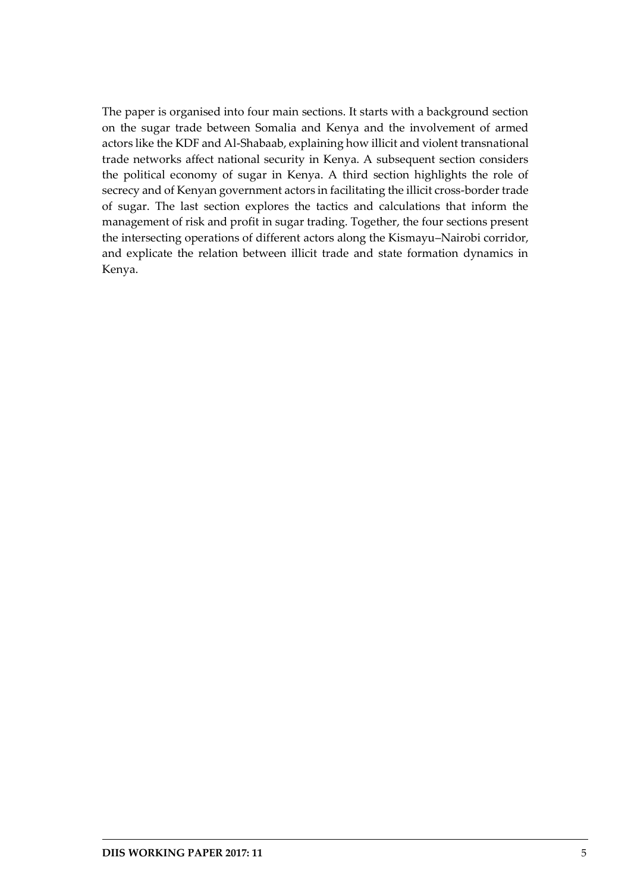The paper is organised into four main sections. It starts with a background section on the sugar trade between Somalia and Kenya and the involvement of armed actors like the KDF and Al-Shabaab, explaining how illicit and violent transnational trade networks affect national security in Kenya. A subsequent section considers the political economy of sugar in Kenya. A third section highlights the role of secrecy and of Kenyan government actors in facilitating the illicit cross-border trade of sugar. The last section explores the tactics and calculations that inform the management of risk and profit in sugar trading. Together, the four sections present the intersecting operations of different actors along the Kismayu–Nairobi corridor, and explicate the relation between illicit trade and state formation dynamics in Kenya.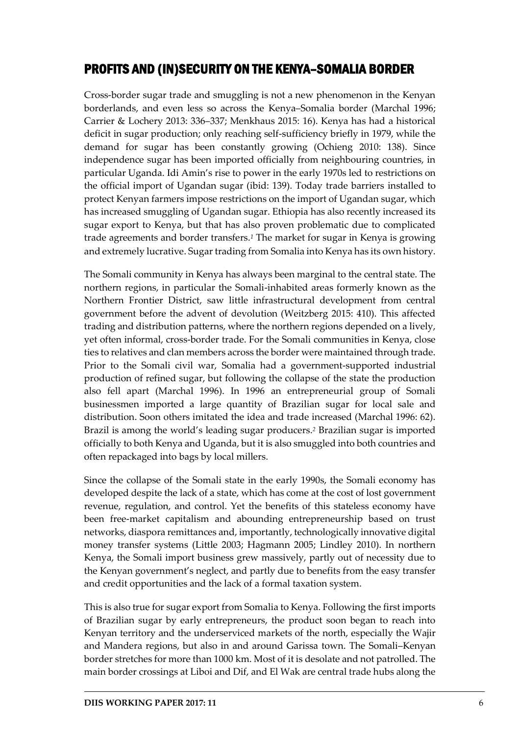## PROFITS AND (IN)SECURITY ON THE KENYA–SOMALIA BORDER

Cross-border sugar trade and smuggling is not a new phenomenon in the Kenyan borderlands, and even less so across the Kenya–Somalia border (Marchal 1996; Carrier & Lochery 2013: 336–337; Menkhaus 2015: 16). Kenya has had a historical deficit in sugar production; only reaching self-sufficiency briefly in 1979, while the demand for sugar has been constantly growing (Ochieng 2010: 138). Since independence sugar has been imported officially from neighbouring countries, in particular Uganda. Idi Amin's rise to power in the early 1970s led to restrictions on the official import of Ugandan sugar (ibid: 139). Today trade barriers installed to protect Kenyan farmers impose restrictions on the import of Ugandan sugar, which has increased smuggling of Ugandan sugar. Ethiopia has also recently increased its sugar export to Kenya, but that has also proven problematic due to complicated trade agreements and border transfers.[1] The market for sugar in Kenya is growing and extremely lucrative. Sugar trading from Somalia into Kenya has its own history.

The Somali community in Kenya has always been marginal to the central state. The northern regions, in particular the Somali-inhabited areas formerly known as the Northern Frontier District, saw little infrastructural development from central government before the advent of devolution (Weitzberg 2015: 410). This affected trading and distribution patterns, where the northern regions depended on a lively, yet often informal, cross-border trade. For the Somali communities in Kenya, close ties to relatives and clan members across the border were maintained through trade. Prior to the Somali civil war, Somalia had a government-supported industrial production of refined sugar, but following the collapse of the state the production also fell apart (Marchal 1996). In 1996 an entrepreneurial group of Somali businessmen imported a large quantity of Brazilian sugar for local sale and distribution. Soon others imitated the idea and trade increased (Marchal 1996: 62). Brazil is among the world's leading sugar producers.[2] Brazilian sugar is imported officially to both Kenya and Uganda, but it is also smuggled into both countries and often repackaged into bags by local millers.

Since the collapse of the Somali state in the early 1990s, the Somali economy has developed despite the lack of a state, which has come at the cost of lost government revenue, regulation, and control. Yet the benefits of this stateless economy have been free-market capitalism and abounding entrepreneurship based on trust networks, diaspora remittances and, importantly, technologically innovative digital money transfer systems (Little 2003; Hagmann 2005; Lindley 2010). In northern Kenya, the Somali import business grew massively, partly out of necessity due to the Kenyan government's neglect, and partly due to benefits from the easy transfer and credit opportunities and the lack of a formal taxation system.

This is also true for sugar export from Somalia to Kenya. Following the first imports of Brazilian sugar by early entrepreneurs, the product soon began to reach into Kenyan territory and the underserviced markets of the north, especially the Wajir and Mandera regions, but also in and around Garissa town. The Somali–Kenyan border stretches for more than 1000 km. Most of it is desolate and not patrolled. The main border crossings at Liboi and Dif, and El Wak are central trade hubs along the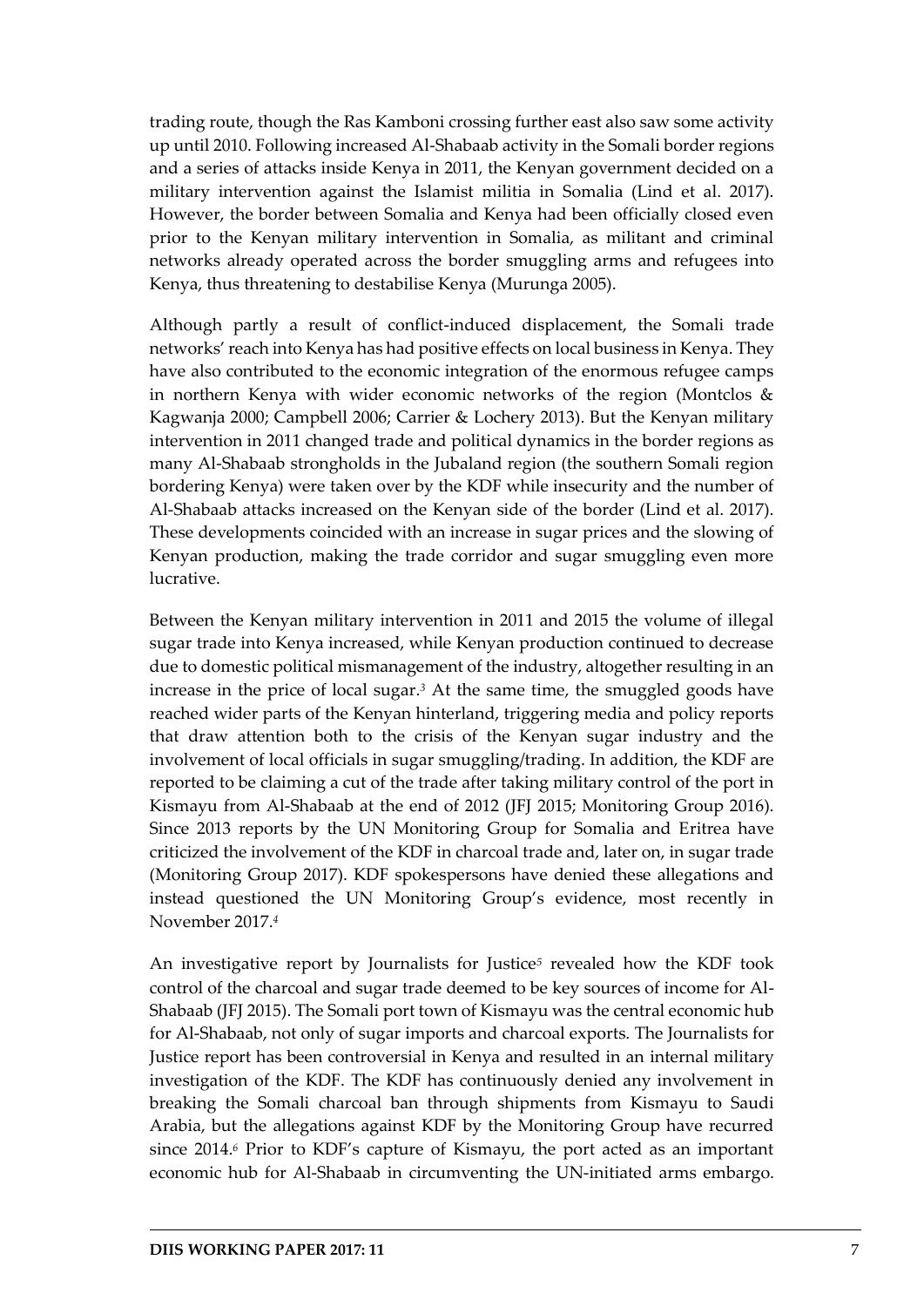trading route, though the Ras Kamboni crossing further east also saw some activity up until 2010. Following increased Al-Shabaab activity in the Somali border regions and a series of attacks inside Kenya in 2011, the Kenyan government decided on a military intervention against the Islamist militia in Somalia (Lind et al. 2017). However, the border between Somalia and Kenya had been officially closed even prior to the Kenyan military intervention in Somalia, as militant and criminal networks already operated across the border smuggling arms and refugees into Kenya, thus threatening to destabilise Kenya (Murunga 2005).

Although partly a result of conflict-induced displacement, the Somali trade networks' reach into Kenya has had positive effects on local business in Kenya. They have also contributed to the economic integration of the enormous refugee camps in northern Kenya with wider economic networks of the region (Montclos & Kagwanja 2000; Campbell 2006; Carrier & Lochery 2013). But the Kenyan military intervention in 2011 changed trade and political dynamics in the border regions as many Al-Shabaab strongholds in the Jubaland region (the southern Somali region bordering Kenya) were taken over by the KDF while insecurity and the number of Al-Shabaab attacks increased on the Kenyan side of the border (Lind et al. 2017). These developments coincided with an increase in sugar prices and the slowing of Kenyan production, making the trade corridor and sugar smuggling even more lucrative.

Between the Kenyan military intervention in 2011 and 2015 the volume of illegal sugar trade into Kenya increased, while Kenyan production continued to decrease due to domestic political mismanagement of the industry, altogether resulting in an increase in the price of local sugar.[3] At the same time, the smuggled goods have reached wider parts of the Kenyan hinterland, triggering media and policy reports that draw attention both to the crisis of the Kenyan sugar industry and the involvement of local officials in sugar smuggling/trading. In addition, the KDF are reported to be claiming a cut of the trade after taking military control of the port in Kismayu from Al-Shabaab at the end of 2012 (JFJ 2015; Monitoring Group 2016). Since 2013 reports by the UN Monitoring Group for Somalia and Eritrea have criticized the involvement of the KDF in charcoal trade and, later on, in sugar trade (Monitoring Group 2017). KDF spokespersons have denied these allegations and instead questioned the UN Monitoring Group's evidence, most recently in November 2017.[4]

An investigative report by Journalists for Justice[5] revealed how the KDF took control of the charcoal and sugar trade deemed to be key sources of income for Al-Shabaab (JFJ 2015). The Somali port town of Kismayu was the central economic hub for Al-Shabaab, not only of sugar imports and charcoal exports. The Journalists for Justice report has been controversial in Kenya and resulted in an internal military investigation of the KDF. The KDF has continuously denied any involvement in breaking the Somali charcoal ban through shipments from Kismayu to Saudi Arabia, but the allegations against KDF by the Monitoring Group have recurred since 2014.[6] Prior to KDF's capture of Kismayu, the port acted as an important economic hub for Al-Shabaab in circumventing the UN-initiated arms embargo.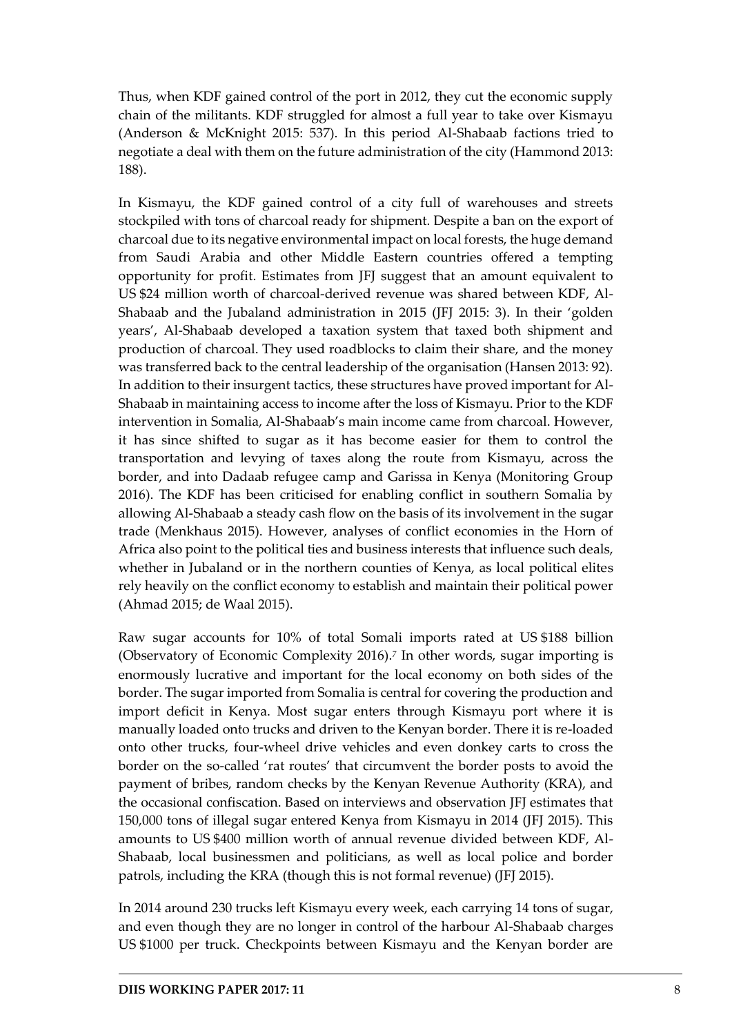Thus, when KDF gained control of the port in 2012, they cut the economic supply chain of the militants. KDF struggled for almost a full year to take over Kismayu (Anderson & McKnight 2015: 537). In this period Al-Shabaab factions tried to negotiate a deal with them on the future administration of the city (Hammond 2013: 188).

In Kismayu, the KDF gained control of a city full of warehouses and streets stockpiled with tons of charcoal ready for shipment. Despite a ban on the export of charcoal due to its negative environmental impact on local forests, the huge demand from Saudi Arabia and other Middle Eastern countries offered a tempting opportunity for profit. Estimates from JFJ suggest that an amount equivalent to US \$24 million worth of charcoal-derived revenue was shared between KDF, Al-Shabaab and the Jubaland administration in 2015 (JFJ 2015: 3). In their 'golden years', Al-Shabaab developed a taxation system that taxed both shipment and production of charcoal. They used roadblocks to claim their share, and the money was transferred back to the central leadership of the organisation (Hansen 2013: 92). In addition to their insurgent tactics, these structures have proved important for Al-Shabaab in maintaining access to income after the loss of Kismayu. Prior to the KDF intervention in Somalia, Al-Shabaab's main income came from charcoal. However, it has since shifted to sugar as it has become easier for them to control the transportation and levying of taxes along the route from Kismayu, across the border, and into Dadaab refugee camp and Garissa in Kenya (Monitoring Group 2016). The KDF has been criticised for enabling conflict in southern Somalia by allowing Al-Shabaab a steady cash flow on the basis of its involvement in the sugar trade (Menkhaus 2015). However, analyses of conflict economies in the Horn of Africa also point to the political ties and business interests that influence such deals, whether in Jubaland or in the northern counties of Kenya, as local political elites rely heavily on the conflict economy to establish and maintain their political power (Ahmad 2015; de Waal 2015).

Raw sugar accounts for 10% of total Somali imports rated at US \$188 billion (Observatory of Economic Complexity 2016).[7] In other words, sugar importing is enormously lucrative and important for the local economy on both sides of the border. The sugar imported from Somalia is central for covering the production and import deficit in Kenya. Most sugar enters through Kismayu port where it is manually loaded onto trucks and driven to the Kenyan border. There it is re-loaded onto other trucks, four-wheel drive vehicles and even donkey carts to cross the border on the so-called 'rat routes' that circumvent the border posts to avoid the payment of bribes, random checks by the Kenyan Revenue Authority (KRA), and the occasional confiscation. Based on interviews and observation JFJ estimates that 150,000 tons of illegal sugar entered Kenya from Kismayu in 2014 (JFJ 2015). This amounts to US \$400 million worth of annual revenue divided between KDF, Al-Shabaab, local businessmen and politicians, as well as local police and border patrols, including the KRA (though this is not formal revenue) (JFJ 2015).

In 2014 around 230 trucks left Kismayu every week, each carrying 14 tons of sugar, and even though they are no longer in control of the harbour Al-Shabaab charges US \$1000 per truck. Checkpoints between Kismayu and the Kenyan border are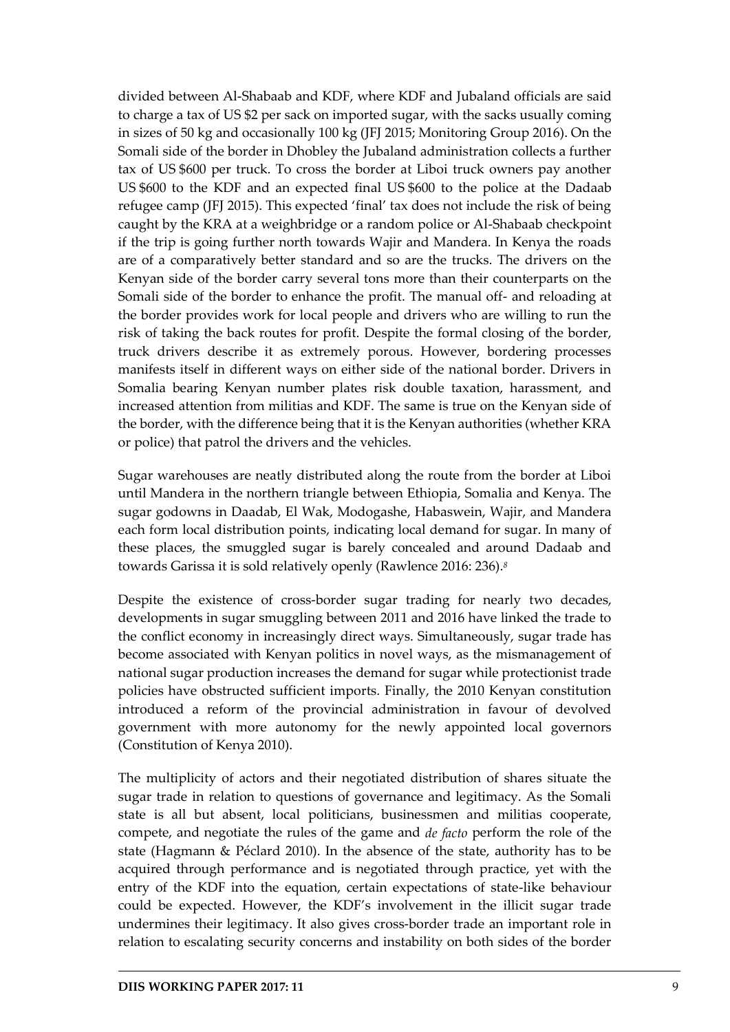divided between Al-Shabaab and KDF, where KDF and Jubaland officials are said to charge a tax of US $2 per sack on imported sugar, with the sacks usually coming in sizes of 50 kg and occasionally 100 kg (JFJ 2015; Monitoring Group 2016). On the Somali side of the border in Dhobley the Jubaland administration collects a further tax of US $600 per truck. To cross the border at Liboi truck owners pay another US $600 to the KDF and an expected final US $600 to the police at the Dadaab refugee camp (JFJ 2015). This expected 'final' tax does not include the risk of being caught by the KRA at a weighbridge or a random police or Al-Shabaab checkpoint if the trip is going further north towards Wajir and Mandera. In Kenya the roads are of a comparatively better standard and so are the trucks. The drivers on the Kenyan side of the border carry several tons more than their counterparts on the Somali side of the border to enhance the profit. The manual off- and reloading at the border provides work for local people and drivers who are willing to run the risk of taking the back routes for profit. Despite the formal closing of the border, truck drivers describe it as extremely porous. However, bordering processes manifests itself in different ways on either side of the national border. Drivers in Somalia bearing Kenyan number plates risk double taxation, harassment, and increased attention from militias and KDF. The same is true on the Kenyan side of the border, with the difference being that it is the Kenyan authorities (whether KRA or police) that patrol the drivers and the vehicles.

Sugar warehouses are neatly distributed along the route from the border at Liboi until Mandera in the northern triangle between Ethiopia, Somalia and Kenya. The sugar godowns in Daadab, El Wak, Modogashe, Habaswein, Wajir, and Mandera each form local distribution points, indicating local demand for sugar. In many of these places, the smuggled sugar is barely concealed and around Dadaab and towards Garissa it is sold relatively openly (Rawlence 2016: 236).[8]

Despite the existence of cross-border sugar trading for nearly two decades, developments in sugar smuggling between 2011 and 2016 have linked the trade to the conflict economy in increasingly direct ways. Simultaneously, sugar trade has become associated with Kenyan politics in novel ways, as the mismanagement of national sugar production increases the demand for sugar while protectionist trade policies have obstructed sufficient imports. Finally, the 2010 Kenyan constitution introduced a reform of the provincial administration in favour of devolved government with more autonomy for the newly appointed local governors (Constitution of Kenya 2010).

The multiplicity of actors and their negotiated distribution of shares situate the sugar trade in relation to questions of governance and legitimacy. As the Somali state is all but absent, local politicians, businessmen and militias cooperate, compete, and negotiate the rules of the game and *de facto* perform the role of the state (Hagmann & Péclard 2010). In the absence of the state, authority has to be acquired through performance and is negotiated through practice, yet with the entry of the KDF into the equation, certain expectations of state-like behaviour could be expected. However, the KDF's involvement in the illicit sugar trade undermines their legitimacy. It also gives cross-border trade an important role in relation to escalating security concerns and instability on both sides of the border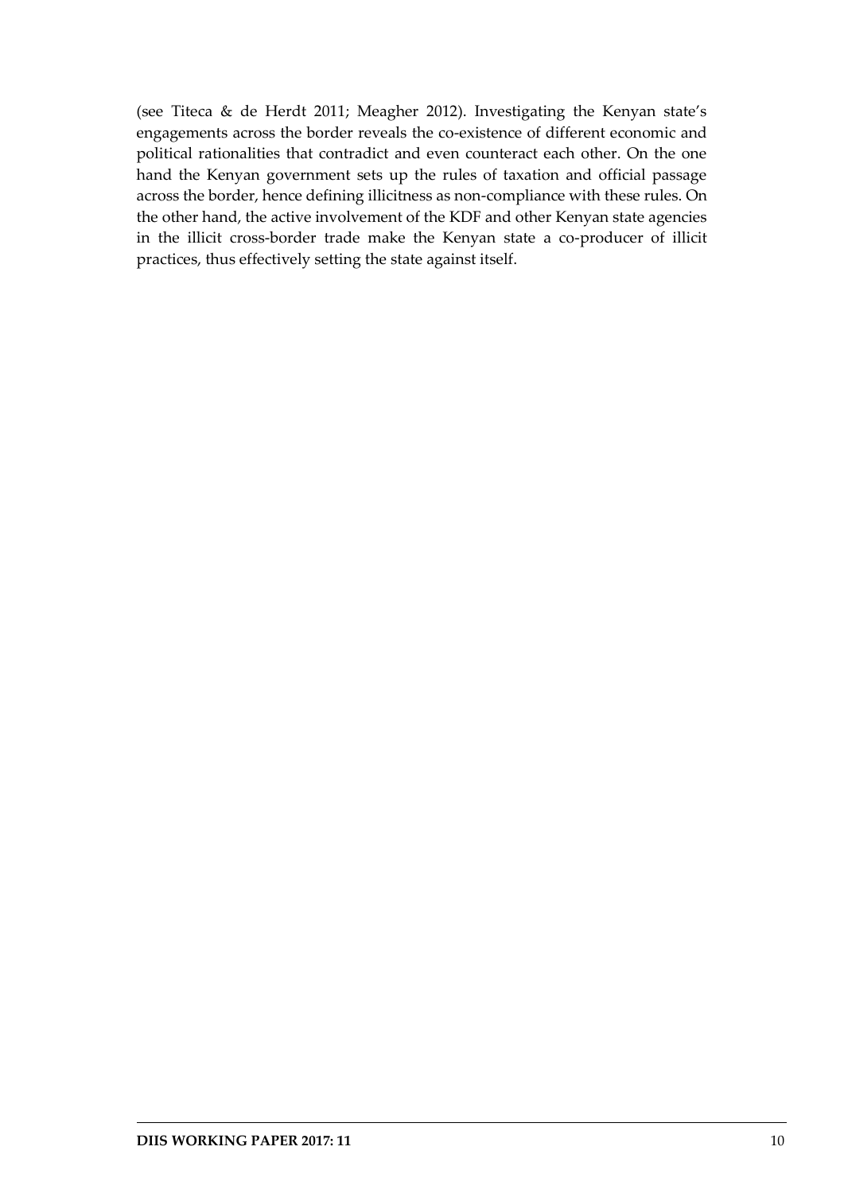(see Titeca & de Herdt 2011; Meagher 2012). Investigating the Kenyan state's engagements across the border reveals the co-existence of different economic and political rationalities that contradict and even counteract each other. On the one hand the Kenyan government sets up the rules of taxation and official passage across the border, hence defining illicitness as non-compliance with these rules. On the other hand, the active involvement of the KDF and other Kenyan state agencies in the illicit cross-border trade make the Kenyan state a co-producer of illicit practices, thus effectively setting the state against itself.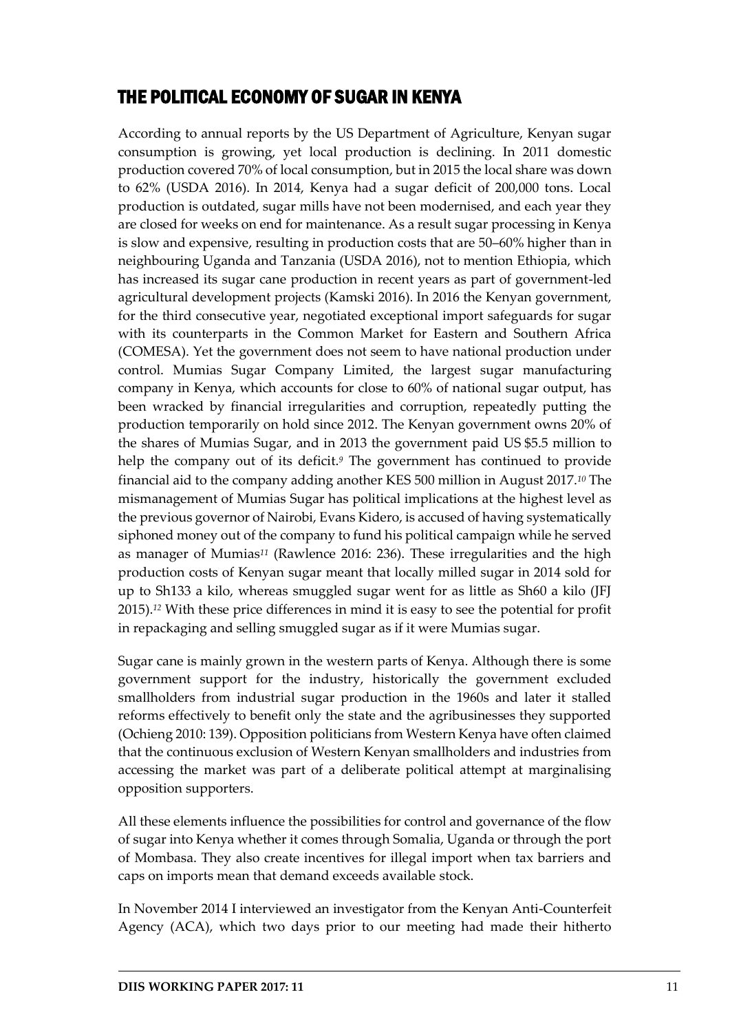## THE POLITICAL ECONOMY OF SUGAR IN KENYA

According to annual reports by the US Department of Agriculture, Kenyan sugar consumption is growing, yet local production is declining. In 2011 domestic production covered 70% of local consumption, but in 2015 the local share was down to 62% (USDA 2016). In 2014, Kenya had a sugar deficit of 200,000 tons. Local production is outdated, sugar mills have not been modernised, and each year they are closed for weeks on end for maintenance. As a result sugar processing in Kenya is slow and expensive, resulting in production costs that are 50–60% higher than in neighbouring Uganda and Tanzania (USDA 2016), not to mention Ethiopia, which has increased its sugar cane production in recent years as part of government-led agricultural development projects (Kamski 2016). In 2016 the Kenyan government, for the third consecutive year, negotiated exceptional import safeguards for sugar with its counterparts in the Common Market for Eastern and Southern Africa (COMESA). Yet the government does not seem to have national production under control. Mumias Sugar Company Limited, the largest sugar manufacturing company in Kenya, which accounts for close to 60% of national sugar output, has been wracked by financial irregularities and corruption, repeatedly putting the production temporarily on hold since 2012. The Kenyan government owns 20% of the shares of Mumias Sugar, and in 2013 the government paid US $5.5 million to help the company out of its deficit.[9] The government has continued to provide financial aid to the company adding another KES 500 million in August 2017.[10] The mismanagement of Mumias Sugar has political implications at the highest level as the previous governor of Nairobi, Evans Kidero, is accused of having systematically siphoned money out of the company to fund his political campaign while he served as manager of Mumias[11] (Rawlence 2016: 236). These irregularities and the high production costs of Kenyan sugar meant that locally milled sugar in 2014 sold for up to Sh133 a kilo, whereas smuggled sugar went for as little as Sh60 a kilo (JFJ 2015).[12] With these price differences in mind it is easy to see the potential for profit in repackaging and selling smuggled sugar as if it were Mumias sugar.

Sugar cane is mainly grown in the western parts of Kenya. Although there is some government support for the industry, historically the government excluded smallholders from industrial sugar production in the 1960s and later it stalled reforms effectively to benefit only the state and the agribusinesses they supported (Ochieng 2010: 139). Opposition politicians from Western Kenya have often claimed that the continuous exclusion of Western Kenyan smallholders and industries from accessing the market was part of a deliberate political attempt at marginalising opposition supporters.

All these elements influence the possibilities for control and governance of the flow of sugar into Kenya whether it comes through Somalia, Uganda or through the port of Mombasa. They also create incentives for illegal import when tax barriers and caps on imports mean that demand exceeds available stock.

In November 2014 I interviewed an investigator from the Kenyan Anti-Counterfeit Agency (ACA), which two days prior to our meeting had made their hitherto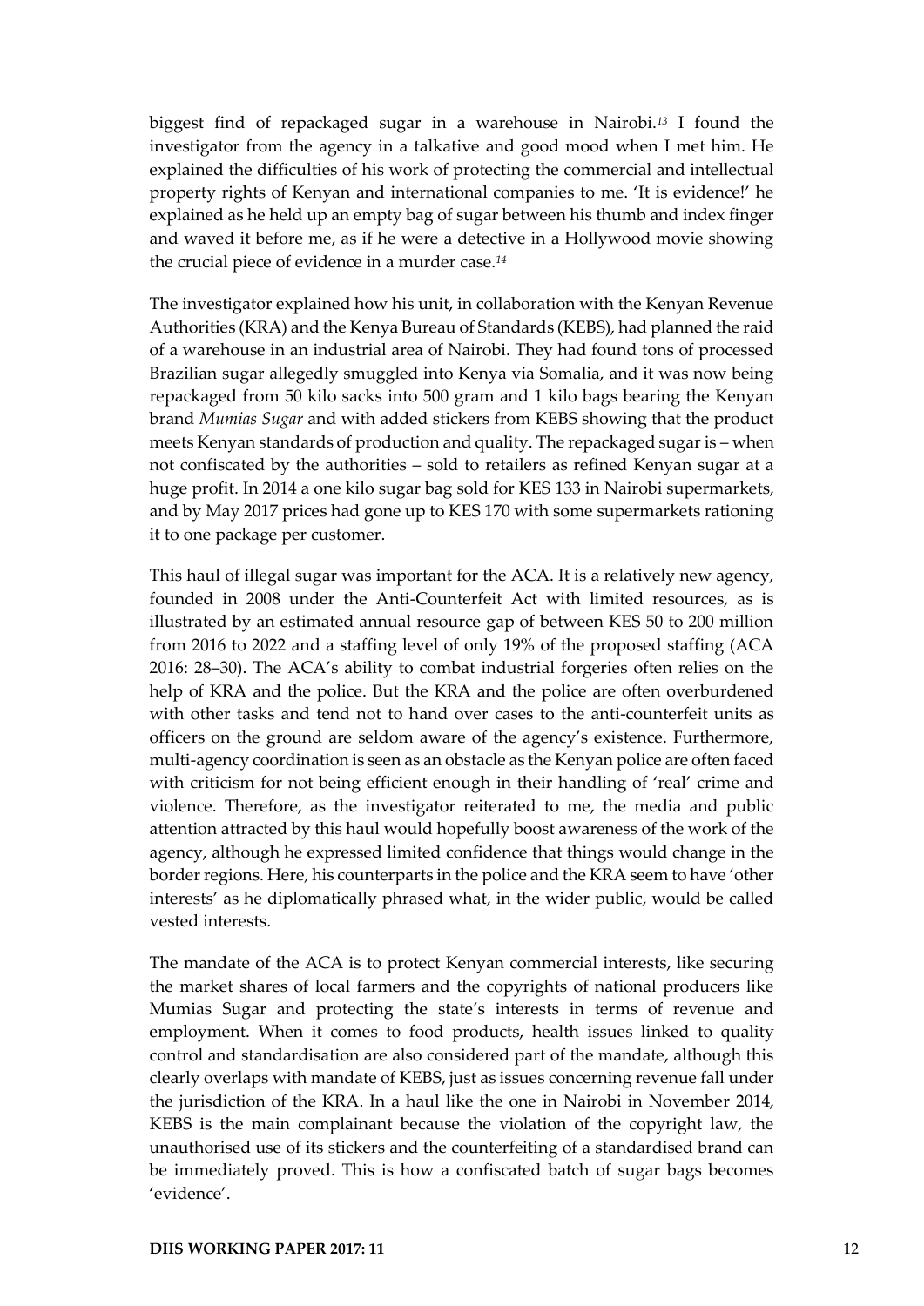biggest find of repackaged sugar in a warehouse in Nairobi.[13] I found the investigator from the agency in a talkative and good mood when I met him. He explained the difficulties of his work of protecting the commercial and intellectual property rights of Kenyan and international companies to me. 'It is evidence!' he explained as he held up an empty bag of sugar between his thumb and index finger and waved it before me, as if he were a detective in a Hollywood movie showing the crucial piece of evidence in a murder case.[14]

The investigator explained how his unit, in collaboration with the Kenyan Revenue Authorities (KRA) and the Kenya Bureau of Standards (KEBS), had planned the raid of a warehouse in an industrial area of Nairobi. They had found tons of processed Brazilian sugar allegedly smuggled into Kenya via Somalia, and it was now being repackaged from 50 kilo sacks into 500 gram and 1 kilo bags bearing the Kenyan brand *Mumias Sugar* and with added stickers from KEBS showing that the product meets Kenyan standards of production and quality. The repackaged sugar is – when not confiscated by the authorities – sold to retailers as refined Kenyan sugar at a huge profit. In 2014 a one kilo sugar bag sold for KES 133 in Nairobi supermarkets, and by May 2017 prices had gone up to KES 170 with some supermarkets rationing it to one package per customer.

This haul of illegal sugar was important for the ACA. It is a relatively new agency, founded in 2008 under the Anti-Counterfeit Act with limited resources, as is illustrated by an estimated annual resource gap of between KES 50 to 200 million from 2016 to 2022 and a staffing level of only 19% of the proposed staffing (ACA 2016: 28–30). The ACA's ability to combat industrial forgeries often relies on the help of KRA and the police. But the KRA and the police are often overburdened with other tasks and tend not to hand over cases to the anti-counterfeit units as officers on the ground are seldom aware of the agency's existence. Furthermore, multi-agency coordination is seen as an obstacle as the Kenyan police are often faced with criticism for not being efficient enough in their handling of 'real' crime and violence. Therefore, as the investigator reiterated to me, the media and public attention attracted by this haul would hopefully boost awareness of the work of the agency, although he expressed limited confidence that things would change in the border regions. Here, his counterparts in the police and the KRA seem to have 'other interests' as he diplomatically phrased what, in the wider public, would be called vested interests.

The mandate of the ACA is to protect Kenyan commercial interests, like securing the market shares of local farmers and the copyrights of national producers like Mumias Sugar and protecting the state's interests in terms of revenue and employment. When it comes to food products, health issues linked to quality control and standardisation are also considered part of the mandate, although this clearly overlaps with mandate of KEBS, just as issues concerning revenue fall under the jurisdiction of the KRA. In a haul like the one in Nairobi in November 2014, KEBS is the main complainant because the violation of the copyright law, the unauthorised use of its stickers and the counterfeiting of a standardised brand can be immediately proved. This is how a confiscated batch of sugar bags becomes 'evidence'.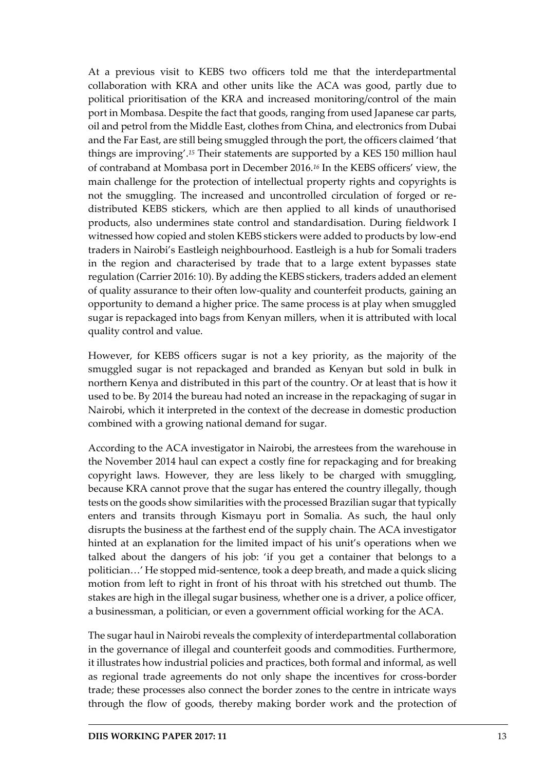At a previous visit to KEBS two officers told me that the interdepartmental collaboration with KRA and other units like the ACA was good, partly due to political prioritisation of the KRA and increased monitoring/control of the main port in Mombasa. Despite the fact that goods, ranging from used Japanese car parts, oil and petrol from the Middle East, clothes from China, and electronics from Dubai and the Far East, are still being smuggled through the port, the officers claimed 'that things are improving'.[15] Their statements are supported by a KES 150 million haul of contraband at Mombasa port in December 2016.[16] In the KEBS officers' view, the main challenge for the protection of intellectual property rights and copyrights is not the smuggling. The increased and uncontrolled circulation of forged or re-distributed KEBS stickers, which are then applied to all kinds of unauthorised products, also undermines state control and standardisation. During fieldwork I witnessed how copied and stolen KEBS stickers were added to products by low-end traders in Nairobi's Eastleigh neighbourhood. Eastleigh is a hub for Somali traders in the region and characterised by trade that to a large extent bypasses state regulation (Carrier 2016: 10). By adding the KEBS stickers, traders added an element of quality assurance to their often low-quality and counterfeit products, gaining an opportunity to demand a higher price. The same process is at play when smuggled sugar is repackaged into bags from Kenyan millers, when it is attributed with local quality control and value.

However, for KEBS officers sugar is not a key priority, as the majority of the smuggled sugar is not repackaged and branded as Kenyan but sold in bulk in northern Kenya and distributed in this part of the country. Or at least that is how it used to be. By 2014 the bureau had noted an increase in the repackaging of sugar in Nairobi, which it interpreted in the context of the decrease in domestic production combined with a growing national demand for sugar.

According to the ACA investigator in Nairobi, the arrestees from the warehouse in the November 2014 haul can expect a costly fine for repackaging and for breaking copyright laws. However, they are less likely to be charged with smuggling, because KRA cannot prove that the sugar has entered the country illegally, though tests on the goods show similarities with the processed Brazilian sugar that typically enters and transits through Kismayu port in Somalia. As such, the haul only disrupts the business at the farthest end of the supply chain. The ACA investigator hinted at an explanation for the limited impact of his unit's operations when we talked about the dangers of his job: 'if you get a container that belongs to a politician…' He stopped mid-sentence, took a deep breath, and made a quick slicing motion from left to right in front of his throat with his stretched out thumb. The stakes are high in the illegal sugar business, whether one is a driver, a police officer, a businessman, a politician, or even a government official working for the ACA.

The sugar haul in Nairobi reveals the complexity of interdepartmental collaboration in the governance of illegal and counterfeit goods and commodities. Furthermore, it illustrates how industrial policies and practices, both formal and informal, as well as regional trade agreements do not only shape the incentives for cross-border trade; these processes also connect the border zones to the centre in intricate ways through the flow of goods, thereby making border work and the protection of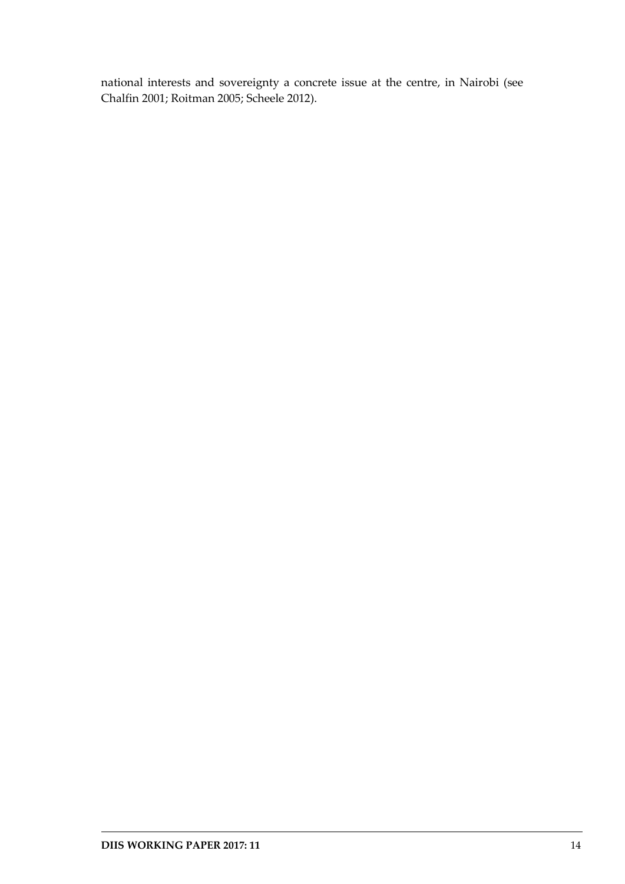national interests and sovereignty a concrete issue at the centre, in Nairobi (see Chalfin 2001; Roitman 2005; Scheele 2012).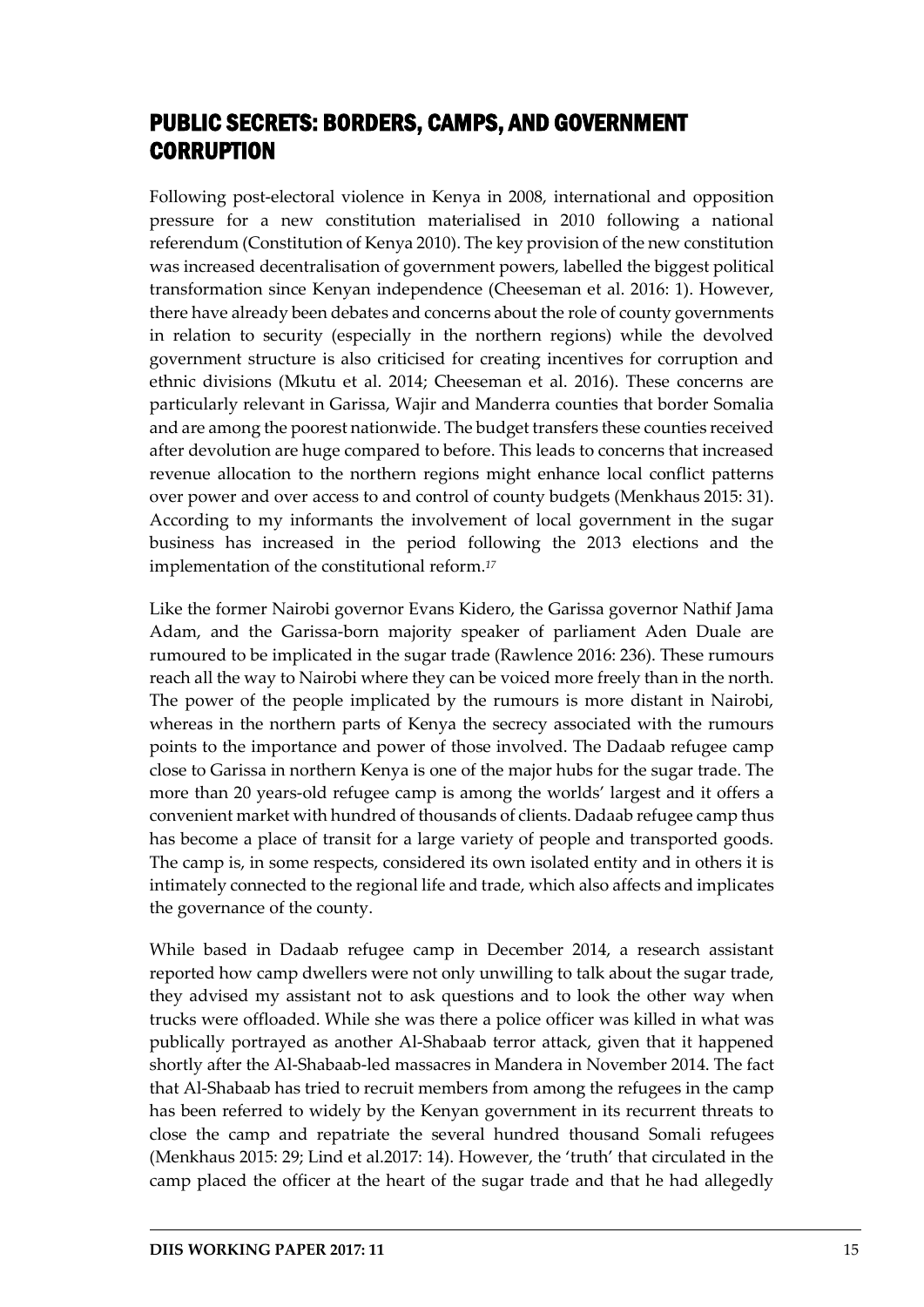## PUBLIC SECRETS: BORDERS, CAMPS, AND GOVERNMENT CORRUPTION

Following post-electoral violence in Kenya in 2008, international and opposition pressure for a new constitution materialised in 2010 following a national referendum (Constitution of Kenya 2010). The key provision of the new constitution was increased decentralisation of government powers, labelled the biggest political transformation since Kenyan independence (Cheeseman et al. 2016: 1). However, there have already been debates and concerns about the role of county governments in relation to security (especially in the northern regions) while the devolved government structure is also criticised for creating incentives for corruption and ethnic divisions (Mkutu et al. 2014; Cheeseman et al. 2016). These concerns are particularly relevant in Garissa, Wajir and Manderra counties that border Somalia and are among the poorest nationwide. The budget transfers these counties received after devolution are huge compared to before. This leads to concerns that increased revenue allocation to the northern regions might enhance local conflict patterns over power and over access to and control of county budgets (Menkhaus 2015: 31). According to my informants the involvement of local government in the sugar business has increased in the period following the 2013 elections and the implementation of the constitutional reform.[17]

Like the former Nairobi governor Evans Kidero, the Garissa governor Nathif Jama Adam, and the Garissa-born majority speaker of parliament Aden Duale are rumoured to be implicated in the sugar trade (Rawlence 2016: 236). These rumours reach all the way to Nairobi where they can be voiced more freely than in the north. The power of the people implicated by the rumours is more distant in Nairobi, whereas in the northern parts of Kenya the secrecy associated with the rumours points to the importance and power of those involved. The Dadaab refugee camp close to Garissa in northern Kenya is one of the major hubs for the sugar trade. The more than 20 years-old refugee camp is among the worlds' largest and it offers a convenient market with hundred of thousands of clients. Dadaab refugee camp thus has become a place of transit for a large variety of people and transported goods. The camp is, in some respects, considered its own isolated entity and in others it is intimately connected to the regional life and trade, which also affects and implicates the governance of the county.

While based in Dadaab refugee camp in December 2014, a research assistant reported how camp dwellers were not only unwilling to talk about the sugar trade, they advised my assistant not to ask questions and to look the other way when trucks were offloaded. While she was there a police officer was killed in what was publically portrayed as another Al-Shabaab terror attack, given that it happened shortly after the Al-Shabaab-led massacres in Mandera in November 2014. The fact that Al-Shabaab has tried to recruit members from among the refugees in the camp has been referred to widely by the Kenyan government in its recurrent threats to close the camp and repatriate the several hundred thousand Somali refugees (Menkhaus 2015: 29; Lind et al.2017: 14). However, the 'truth' that circulated in the camp placed the officer at the heart of the sugar trade and that he had allegedly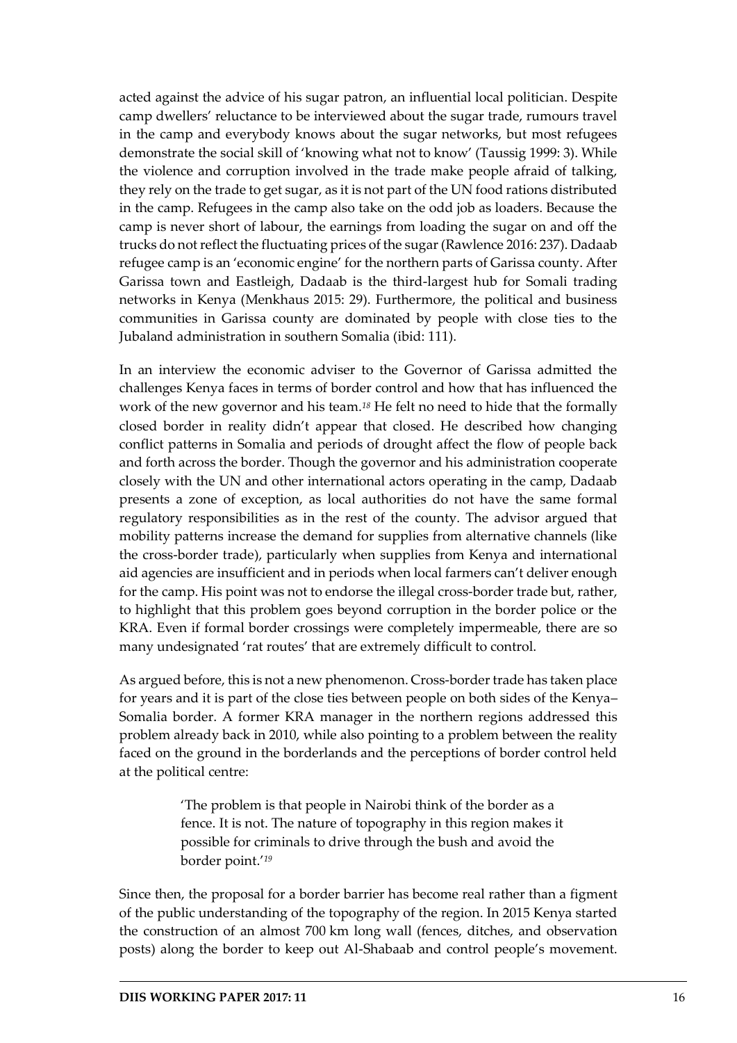acted against the advice of his sugar patron, an influential local politician. Despite camp dwellers' reluctance to be interviewed about the sugar trade, rumours travel in the camp and everybody knows about the sugar networks, but most refugees demonstrate the social skill of 'knowing what not to know' (Taussig 1999: 3). While the violence and corruption involved in the trade make people afraid of talking, they rely on the trade to get sugar, as it is not part of the UN food rations distributed in the camp. Refugees in the camp also take on the odd job as loaders. Because the camp is never short of labour, the earnings from loading the sugar on and off the trucks do not reflect the fluctuating prices of the sugar (Rawlence 2016: 237). Dadaab refugee camp is an 'economic engine' for the northern parts of Garissa county. After Garissa town and Eastleigh, Dadaab is the third-largest hub for Somali trading networks in Kenya (Menkhaus 2015: 29). Furthermore, the political and business communities in Garissa county are dominated by people with close ties to the Jubaland administration in southern Somalia (ibid: 111).

In an interview the economic adviser to the Governor of Garissa admitted the challenges Kenya faces in terms of border control and how that has influenced the work of the new governor and his team.[18] He felt no need to hide that the formally closed border in reality didn't appear that closed. He described how changing conflict patterns in Somalia and periods of drought affect the flow of people back and forth across the border. Though the governor and his administration cooperate closely with the UN and other international actors operating in the camp, Dadaab presents a zone of exception, as local authorities do not have the same formal regulatory responsibilities as in the rest of the county. The advisor argued that mobility patterns increase the demand for supplies from alternative channels (like the cross-border trade), particularly when supplies from Kenya and international aid agencies are insufficient and in periods when local farmers can't deliver enough for the camp. His point was not to endorse the illegal cross-border trade but, rather, to highlight that this problem goes beyond corruption in the border police or the KRA. Even if formal border crossings were completely impermeable, there are so many undesignated 'rat routes' that are extremely difficult to control.

As argued before, this is not a new phenomenon. Cross-border trade has taken place for years and it is part of the close ties between people on both sides of the Kenya–Somalia border. A former KRA manager in the northern regions addressed this problem already back in 2010, while also pointing to a problem between the reality faced on the ground in the borderlands and the perceptions of border control held at the political centre:

> 'The problem is that people in Nairobi think of the border as a fence. It is not. The nature of topography in this region makes it possible for criminals to drive through the bush and avoid the border point.'[19]

Since then, the proposal for a border barrier has become real rather than a figment of the public understanding of the topography of the region. In 2015 Kenya started the construction of an almost 700 km long wall (fences, ditches, and observation posts) along the border to keep out Al-Shabaab and control people's movement.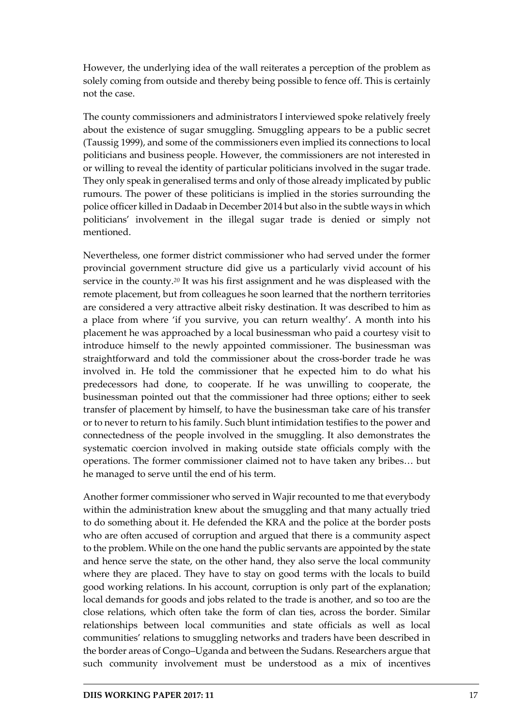However, the underlying idea of the wall reiterates a perception of the problem as solely coming from outside and thereby being possible to fence off. This is certainly not the case.

The county commissioners and administrators I interviewed spoke relatively freely about the existence of sugar smuggling. Smuggling appears to be a public secret (Taussig 1999), and some of the commissioners even implied its connections to local politicians and business people. However, the commissioners are not interested in or willing to reveal the identity of particular politicians involved in the sugar trade. They only speak in generalised terms and only of those already implicated by public rumours. The power of these politicians is implied in the stories surrounding the police officer killed in Dadaab in December 2014 but also in the subtle ways in which politicians' involvement in the illegal sugar trade is denied or simply not mentioned.

Nevertheless, one former district commissioner who had served under the former provincial government structure did give us a particularly vivid account of his service in the county.[20] It was his first assignment and he was displeased with the remote placement, but from colleagues he soon learned that the northern territories are considered a very attractive albeit risky destination. It was described to him as a place from where 'if you survive, you can return wealthy'. A month into his placement he was approached by a local businessman who paid a courtesy visit to introduce himself to the newly appointed commissioner. The businessman was straightforward and told the commissioner about the cross-border trade he was involved in. He told the commissioner that he expected him to do what his predecessors had done, to cooperate. If he was unwilling to cooperate, the businessman pointed out that the commissioner had three options; either to seek transfer of placement by himself, to have the businessman take care of his transfer or to never to return to his family. Such blunt intimidation testifies to the power and connectedness of the people involved in the smuggling. It also demonstrates the systematic coercion involved in making outside state officials comply with the operations. The former commissioner claimed not to have taken any bribes… but he managed to serve until the end of his term.

Another former commissioner who served in Wajir recounted to me that everybody within the administration knew about the smuggling and that many actually tried to do something about it. He defended the KRA and the police at the border posts who are often accused of corruption and argued that there is a community aspect to the problem. While on the one hand the public servants are appointed by the state and hence serve the state, on the other hand, they also serve the local community where they are placed. They have to stay on good terms with the locals to build good working relations. In his account, corruption is only part of the explanation; local demands for goods and jobs related to the trade is another, and so too are the close relations, which often take the form of clan ties, across the border. Similar relationships between local communities and state officials as well as local communities' relations to smuggling networks and traders have been described in the border areas of Congo–Uganda and between the Sudans. Researchers argue that such community involvement must be understood as a mix of incentives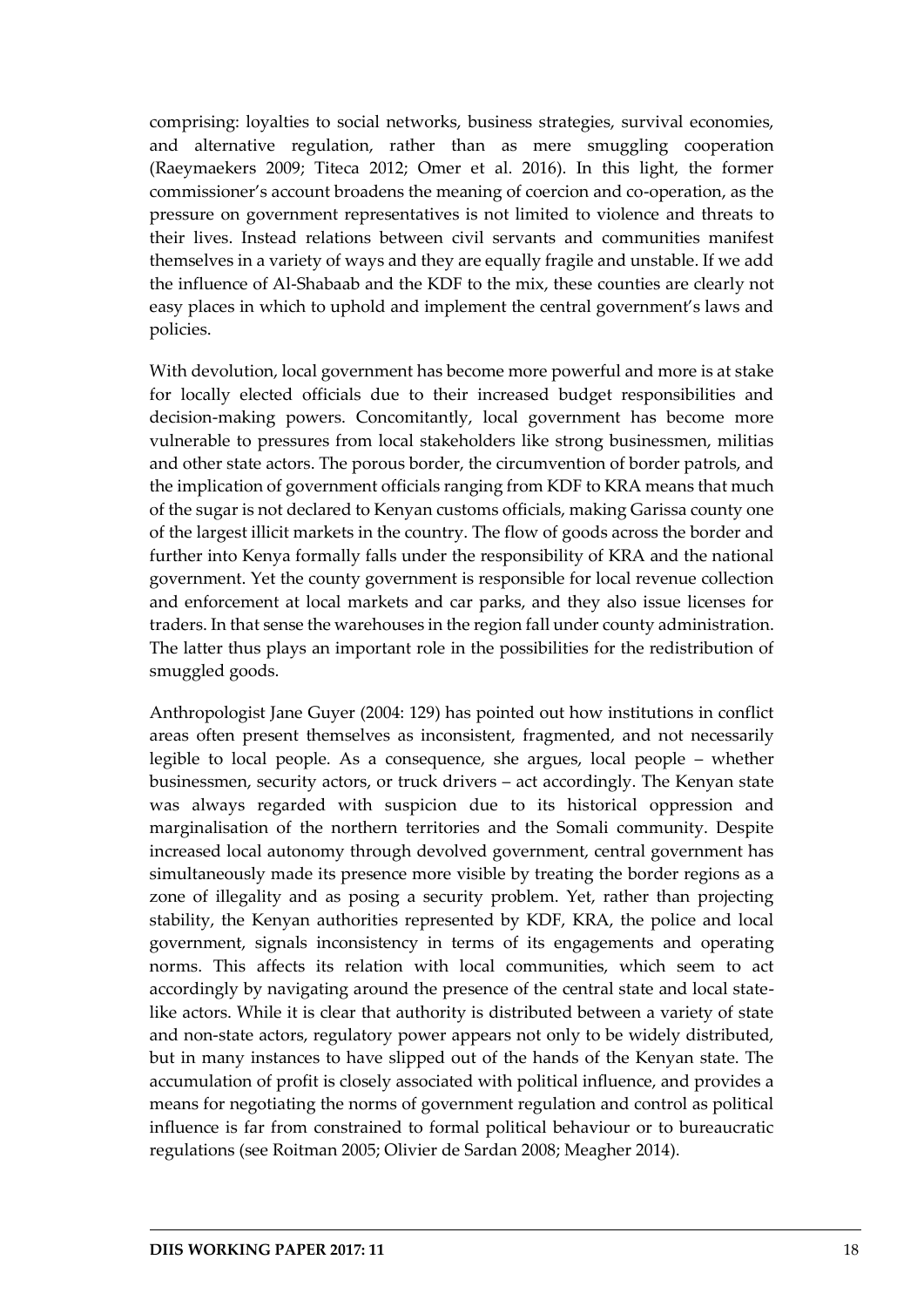comprising: loyalties to social networks, business strategies, survival economies, and alternative regulation, rather than as mere smuggling cooperation (Raeymaekers 2009; Titeca 2012; Omer et al. 2016). In this light, the former commissioner's account broadens the meaning of coercion and co-operation, as the pressure on government representatives is not limited to violence and threats to their lives. Instead relations between civil servants and communities manifest themselves in a variety of ways and they are equally fragile and unstable. If we add the influence of Al-Shabaab and the KDF to the mix, these counties are clearly not easy places in which to uphold and implement the central government's laws and policies.

With devolution, local government has become more powerful and more is at stake for locally elected officials due to their increased budget responsibilities and decision-making powers. Concomitantly, local government has become more vulnerable to pressures from local stakeholders like strong businessmen, militias and other state actors. The porous border, the circumvention of border patrols, and the implication of government officials ranging from KDF to KRA means that much of the sugar is not declared to Kenyan customs officials, making Garissa county one of the largest illicit markets in the country. The flow of goods across the border and further into Kenya formally falls under the responsibility of KRA and the national government. Yet the county government is responsible for local revenue collection and enforcement at local markets and car parks, and they also issue licenses for traders. In that sense the warehouses in the region fall under county administration. The latter thus plays an important role in the possibilities for the redistribution of smuggled goods.

Anthropologist Jane Guyer (2004: 129) has pointed out how institutions in conflict areas often present themselves as inconsistent, fragmented, and not necessarily legible to local people. As a consequence, she argues, local people – whether businessmen, security actors, or truck drivers – act accordingly. The Kenyan state was always regarded with suspicion due to its historical oppression and marginalisation of the northern territories and the Somali community. Despite increased local autonomy through devolved government, central government has simultaneously made its presence more visible by treating the border regions as a zone of illegality and as posing a security problem. Yet, rather than projecting stability, the Kenyan authorities represented by KDF, KRA, the police and local government, signals inconsistency in terms of its engagements and operating norms. This affects its relation with local communities, which seem to act accordingly by navigating around the presence of the central state and local state-like actors. While it is clear that authority is distributed between a variety of state and non-state actors, regulatory power appears not only to be widely distributed, but in many instances to have slipped out of the hands of the Kenyan state. The accumulation of profit is closely associated with political influence, and provides a means for negotiating the norms of government regulation and control as political influence is far from constrained to formal political behaviour or to bureaucratic regulations (see Roitman 2005; Olivier de Sardan 2008; Meagher 2014).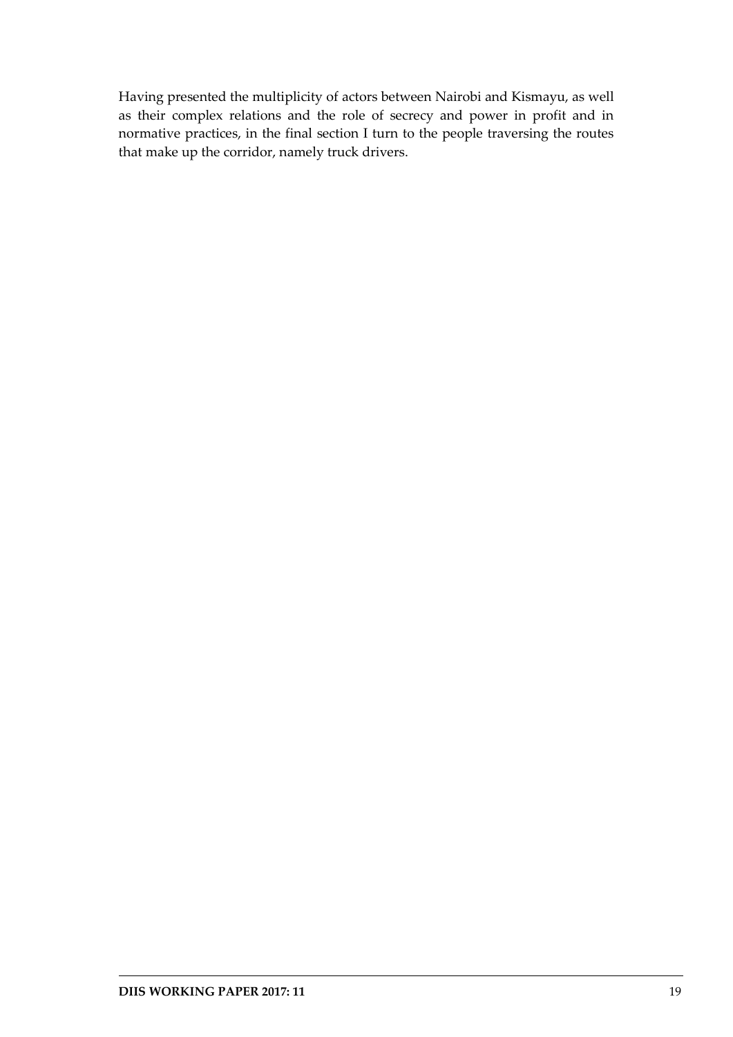Having presented the multiplicity of actors between Nairobi and Kismayu, as well as their complex relations and the role of secrecy and power in profit and in normative practices, in the final section I turn to the people traversing the routes that make up the corridor, namely truck drivers.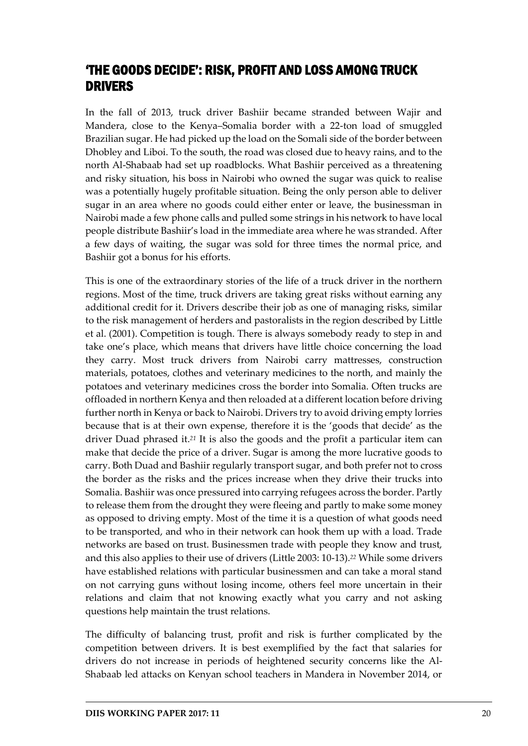## 'THE GOODS DECIDE': RISK, PROFIT AND LOSS AMONG TRUCK DRIVERS

In the fall of 2013, truck driver Bashiir became stranded between Wajir and Mandera, close to the Kenya–Somalia border with a 22-ton load of smuggled Brazilian sugar. He had picked up the load on the Somali side of the border between Dhobley and Liboi. To the south, the road was closed due to heavy rains, and to the north Al-Shabaab had set up roadblocks. What Bashiir perceived as a threatening and risky situation, his boss in Nairobi who owned the sugar was quick to realise was a potentially hugely profitable situation. Being the only person able to deliver sugar in an area where no goods could either enter or leave, the businessman in Nairobi made a few phone calls and pulled some strings in his network to have local people distribute Bashiir's load in the immediate area where he was stranded. After a few days of waiting, the sugar was sold for three times the normal price, and Bashiir got a bonus for his efforts.

This is one of the extraordinary stories of the life of a truck driver in the northern regions. Most of the time, truck drivers are taking great risks without earning any additional credit for it. Drivers describe their job as one of managing risks, similar to the risk management of herders and pastoralists in the region described by Little et al. (2001). Competition is tough. There is always somebody ready to step in and take one's place, which means that drivers have little choice concerning the load they carry. Most truck drivers from Nairobi carry mattresses, construction materials, potatoes, clothes and veterinary medicines to the north, and mainly the potatoes and veterinary medicines cross the border into Somalia. Often trucks are offloaded in northern Kenya and then reloaded at a different location before driving further north in Kenya or back to Nairobi. Drivers try to avoid driving empty lorries because that is at their own expense, therefore it is the 'goods that decide' as the driver Duad phrased it.[21] It is also the goods and the profit a particular item can make that decide the price of a driver. Sugar is among the more lucrative goods to carry. Both Duad and Bashiir regularly transport sugar, and both prefer not to cross the border as the risks and the prices increase when they drive their trucks into Somalia. Bashiir was once pressured into carrying refugees across the border. Partly to release them from the drought they were fleeing and partly to make some money as opposed to driving empty. Most of the time it is a question of what goods need to be transported, and who in their network can hook them up with a load. Trade networks are based on trust. Businessmen trade with people they know and trust, and this also applies to their use of drivers (Little 2003: 10-13).[22] While some drivers have established relations with particular businessmen and can take a moral stand on not carrying guns without losing income, others feel more uncertain in their relations and claim that not knowing exactly what you carry and not asking questions help maintain the trust relations.

The difficulty of balancing trust, profit and risk is further complicated by the competition between drivers. It is best exemplified by the fact that salaries for drivers do not increase in periods of heightened security concerns like the Al-Shabaab led attacks on Kenyan school teachers in Mandera in November 2014, or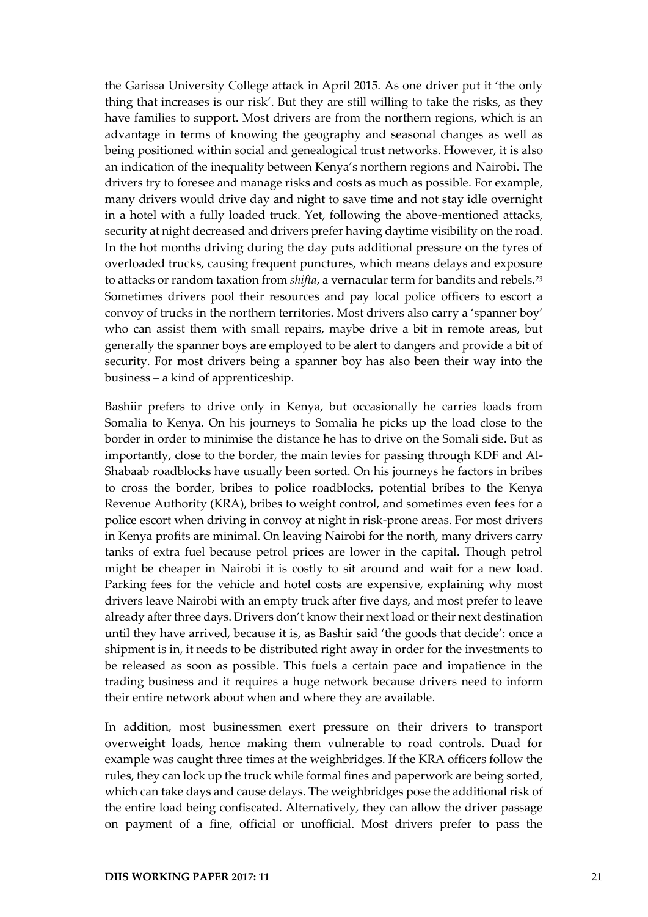the Garissa University College attack in April 2015. As one driver put it 'the only thing that increases is our risk'. But they are still willing to take the risks, as they have families to support. Most drivers are from the northern regions, which is an advantage in terms of knowing the geography and seasonal changes as well as being positioned within social and genealogical trust networks. However, it is also an indication of the inequality between Kenya's northern regions and Nairobi. The drivers try to foresee and manage risks and costs as much as possible. For example, many drivers would drive day and night to save time and not stay idle overnight in a hotel with a fully loaded truck. Yet, following the above-mentioned attacks, security at night decreased and drivers prefer having daytime visibility on the road. In the hot months driving during the day puts additional pressure on the tyres of overloaded trucks, causing frequent punctures, which means delays and exposure to attacks or random taxation from *shifta*, a vernacular term for bandits and rebels.[23] Sometimes drivers pool their resources and pay local police officers to escort a convoy of trucks in the northern territories. Most drivers also carry a 'spanner boy' who can assist them with small repairs, maybe drive a bit in remote areas, but generally the spanner boys are employed to be alert to dangers and provide a bit of security. For most drivers being a spanner boy has also been their way into the business – a kind of apprenticeship.

Bashiir prefers to drive only in Kenya, but occasionally he carries loads from Somalia to Kenya. On his journeys to Somalia he picks up the load close to the border in order to minimise the distance he has to drive on the Somali side. But as importantly, close to the border, the main levies for passing through KDF and Al-Shabaab roadblocks have usually been sorted. On his journeys he factors in bribes to cross the border, bribes to police roadblocks, potential bribes to the Kenya Revenue Authority (KRA), bribes to weight control, and sometimes even fees for a police escort when driving in convoy at night in risk-prone areas. For most drivers in Kenya profits are minimal. On leaving Nairobi for the north, many drivers carry tanks of extra fuel because petrol prices are lower in the capital. Though petrol might be cheaper in Nairobi it is costly to sit around and wait for a new load. Parking fees for the vehicle and hotel costs are expensive, explaining why most drivers leave Nairobi with an empty truck after five days, and most prefer to leave already after three days. Drivers don't know their next load or their next destination until they have arrived, because it is, as Bashir said 'the goods that decide': once a shipment is in, it needs to be distributed right away in order for the investments to be released as soon as possible. This fuels a certain pace and impatience in the trading business and it requires a huge network because drivers need to inform their entire network about when and where they are available.

In addition, most businessmen exert pressure on their drivers to transport overweight loads, hence making them vulnerable to road controls. Duad for example was caught three times at the weighbridges. If the KRA officers follow the rules, they can lock up the truck while formal fines and paperwork are being sorted, which can take days and cause delays. The weighbridges pose the additional risk of the entire load being confiscated. Alternatively, they can allow the driver passage on payment of a fine, official or unofficial. Most drivers prefer to pass the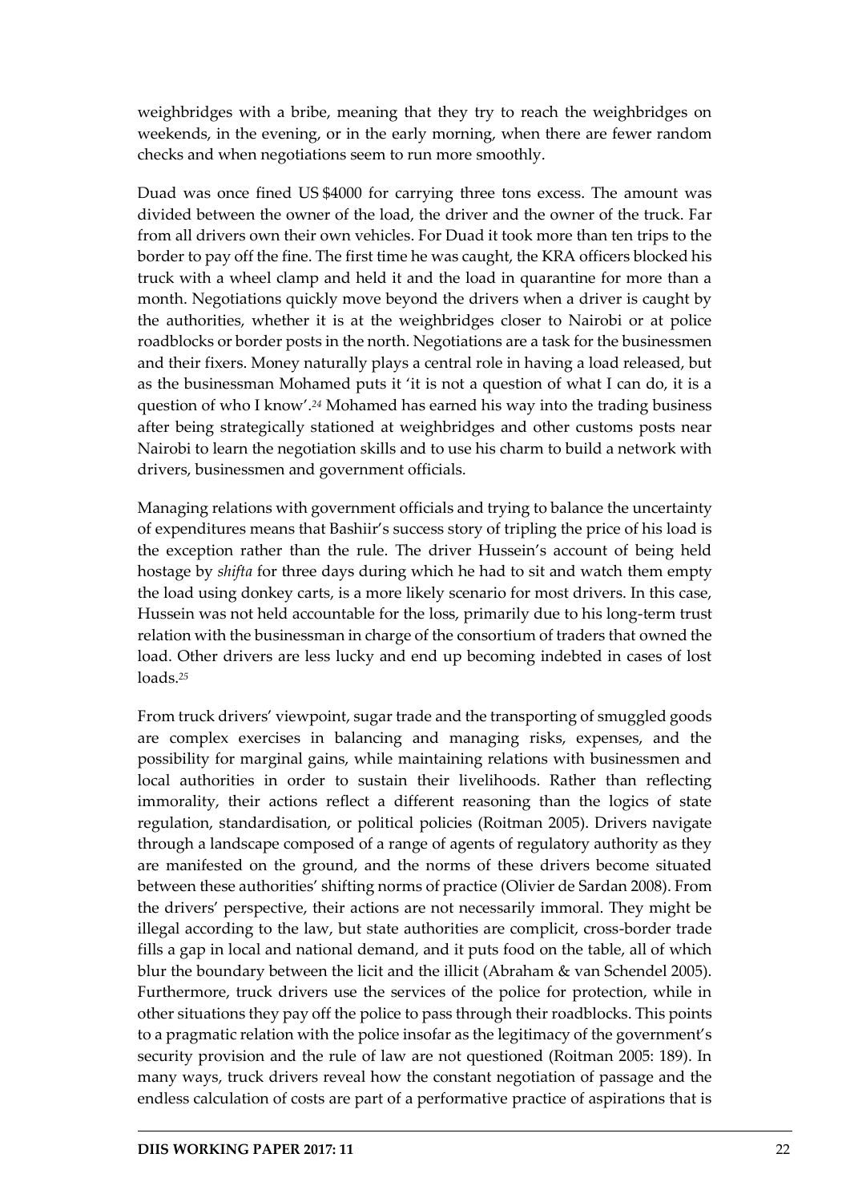weighbridges with a bribe, meaning that they try to reach the weighbridges on weekends, in the evening, or in the early morning, when there are fewer random checks and when negotiations seem to run more smoothly.

Duad was once fined US $4000 for carrying three tons excess. The amount was divided between the owner of the load, the driver and the owner of the truck. Far from all drivers own their own vehicles. For Duad it took more than ten trips to the border to pay off the fine. The first time he was caught, the KRA officers blocked his truck with a wheel clamp and held it and the load in quarantine for more than a month. Negotiations quickly move beyond the drivers when a driver is caught by the authorities, whether it is at the weighbridges closer to Nairobi or at police roadblocks or border posts in the north. Negotiations are a task for the businessmen and their fixers. Money naturally plays a central role in having a load released, but as the businessman Mohamed puts it 'it is not a question of what I can do, it is a question of who I know'.[24] Mohamed has earned his way into the trading business after being strategically stationed at weighbridges and other customs posts near Nairobi to learn the negotiation skills and to use his charm to build a network with drivers, businessmen and government officials.

Managing relations with government officials and trying to balance the uncertainty of expenditures means that Bashiir's success story of tripling the price of his load is the exception rather than the rule. The driver Hussein's account of being held hostage by *shifta* for three days during which he had to sit and watch them empty the load using donkey carts, is a more likely scenario for most drivers. In this case, Hussein was not held accountable for the loss, primarily due to his long-term trust relation with the businessman in charge of the consortium of traders that owned the load. Other drivers are less lucky and end up becoming indebted in cases of lost loads.[25]

From truck drivers' viewpoint, sugar trade and the transporting of smuggled goods are complex exercises in balancing and managing risks, expenses, and the possibility for marginal gains, while maintaining relations with businessmen and local authorities in order to sustain their livelihoods. Rather than reflecting immorality, their actions reflect a different reasoning than the logics of state regulation, standardisation, or political policies (Roitman 2005). Drivers navigate through a landscape composed of a range of agents of regulatory authority as they are manifested on the ground, and the norms of these drivers become situated between these authorities' shifting norms of practice (Olivier de Sardan 2008). From the drivers' perspective, their actions are not necessarily immoral. They might be illegal according to the law, but state authorities are complicit, cross-border trade fills a gap in local and national demand, and it puts food on the table, all of which blur the boundary between the licit and the illicit (Abraham & van Schendel 2005). Furthermore, truck drivers use the services of the police for protection, while in other situations they pay off the police to pass through their roadblocks. This points to a pragmatic relation with the police insofar as the legitimacy of the government's security provision and the rule of law are not questioned (Roitman 2005: 189). In many ways, truck drivers reveal how the constant negotiation of passage and the endless calculation of costs are part of a performative practice of aspirations that is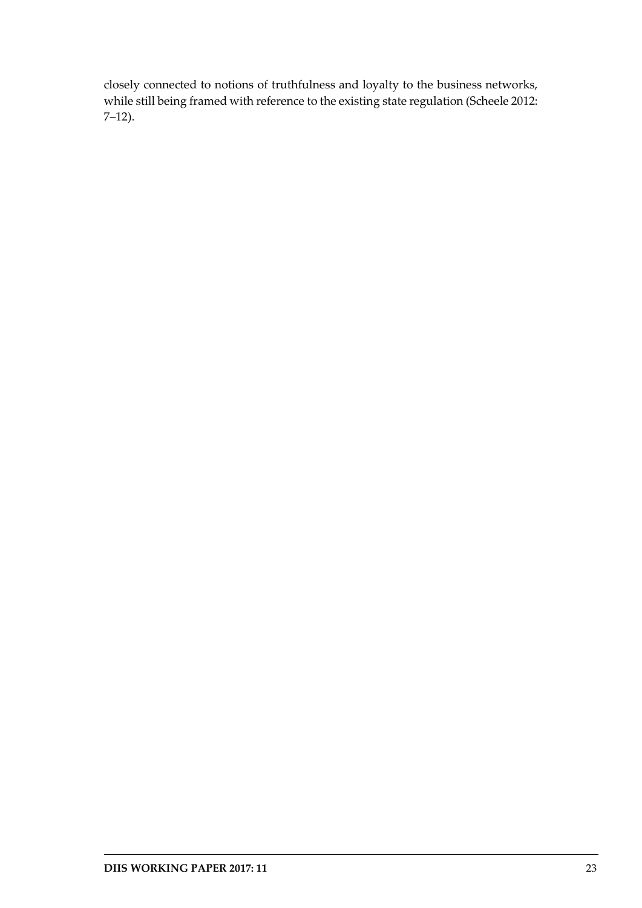closely connected to notions of truthfulness and loyalty to the business networks, while still being framed with reference to the existing state regulation (Scheele 2012: 7–12).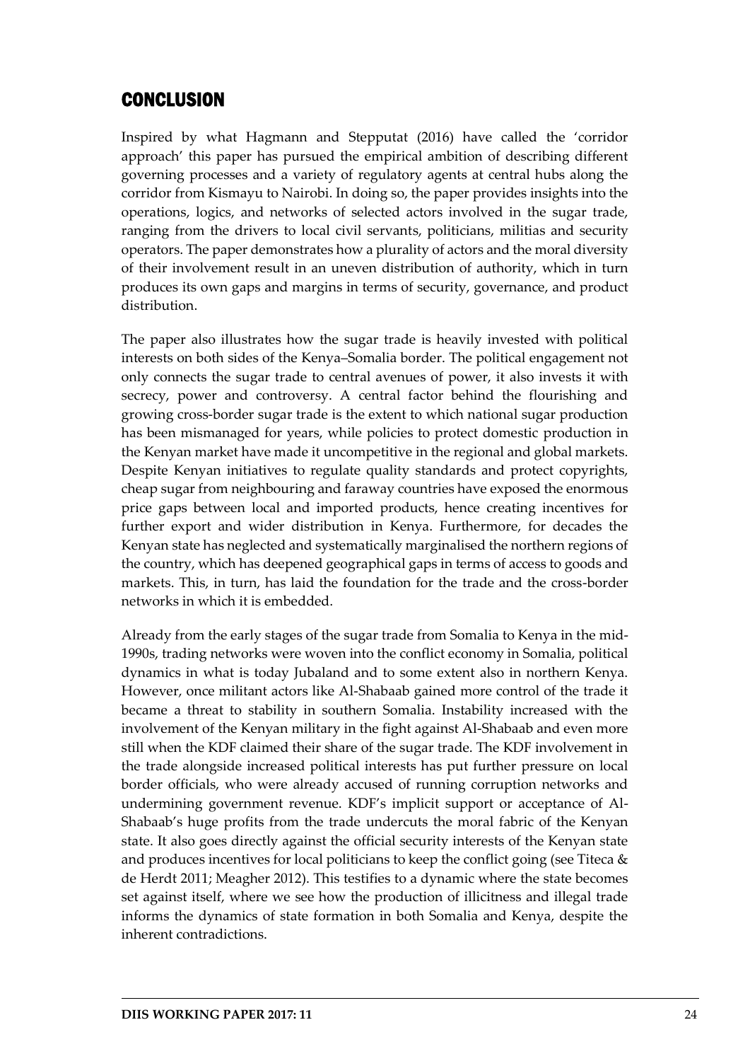## CONCLUSION

Inspired by what Hagmann and Stepputat (2016) have called the 'corridor approach' this paper has pursued the empirical ambition of describing different governing processes and a variety of regulatory agents at central hubs along the corridor from Kismayu to Nairobi. In doing so, the paper provides insights into the operations, logics, and networks of selected actors involved in the sugar trade, ranging from the drivers to local civil servants, politicians, militias and security operators. The paper demonstrates how a plurality of actors and the moral diversity of their involvement result in an uneven distribution of authority, which in turn produces its own gaps and margins in terms of security, governance, and product distribution.

The paper also illustrates how the sugar trade is heavily invested with political interests on both sides of the Kenya–Somalia border. The political engagement not only connects the sugar trade to central avenues of power, it also invests it with secrecy, power and controversy. A central factor behind the flourishing and growing cross-border sugar trade is the extent to which national sugar production has been mismanaged for years, while policies to protect domestic production in the Kenyan market have made it uncompetitive in the regional and global markets. Despite Kenyan initiatives to regulate quality standards and protect copyrights, cheap sugar from neighbouring and faraway countries have exposed the enormous price gaps between local and imported products, hence creating incentives for further export and wider distribution in Kenya. Furthermore, for decades the Kenyan state has neglected and systematically marginalised the northern regions of the country, which has deepened geographical gaps in terms of access to goods and markets. This, in turn, has laid the foundation for the trade and the cross-border networks in which it is embedded.

Already from the early stages of the sugar trade from Somalia to Kenya in the mid-1990s, trading networks were woven into the conflict economy in Somalia, political dynamics in what is today Jubaland and to some extent also in northern Kenya. However, once militant actors like Al-Shabaab gained more control of the trade it became a threat to stability in southern Somalia. Instability increased with the involvement of the Kenyan military in the fight against Al-Shabaab and even more still when the KDF claimed their share of the sugar trade. The KDF involvement in the trade alongside increased political interests has put further pressure on local border officials, who were already accused of running corruption networks and undermining government revenue. KDF's implicit support or acceptance of Al-Shabaab's huge profits from the trade undercuts the moral fabric of the Kenyan state. It also goes directly against the official security interests of the Kenyan state and produces incentives for local politicians to keep the conflict going (see Titeca & de Herdt 2011; Meagher 2012). This testifies to a dynamic where the state becomes set against itself, where we see how the production of illicitness and illegal trade informs the dynamics of state formation in both Somalia and Kenya, despite the inherent contradictions.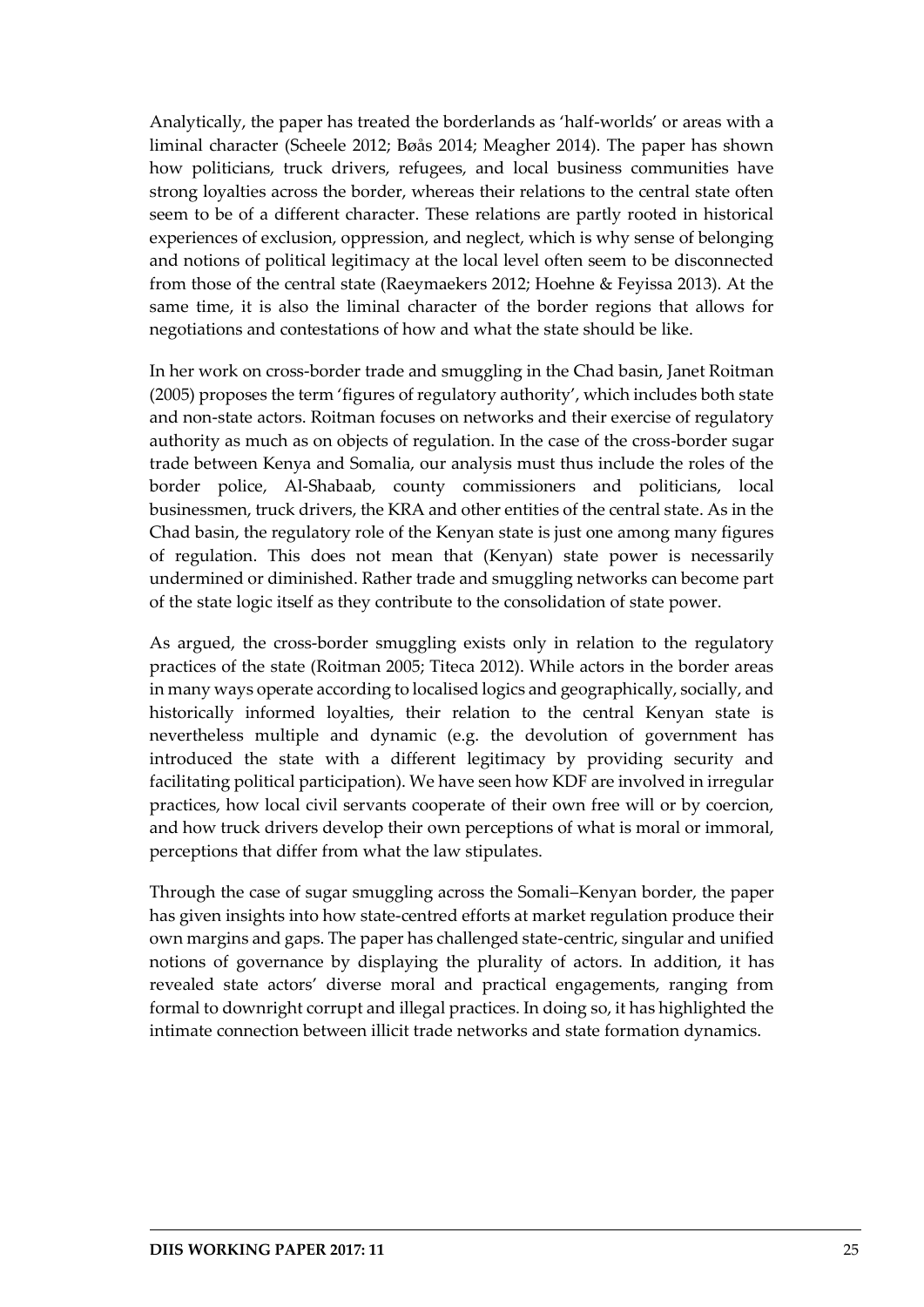Analytically, the paper has treated the borderlands as 'half-worlds' or areas with a liminal character (Scheele 2012; Bøås 2014; Meagher 2014). The paper has shown how politicians, truck drivers, refugees, and local business communities have strong loyalties across the border, whereas their relations to the central state often seem to be of a different character. These relations are partly rooted in historical experiences of exclusion, oppression, and neglect, which is why sense of belonging and notions of political legitimacy at the local level often seem to be disconnected from those of the central state (Raeymaekers 2012; Hoehne & Feyissa 2013). At the same time, it is also the liminal character of the border regions that allows for negotiations and contestations of how and what the state should be like.

In her work on cross-border trade and smuggling in the Chad basin, Janet Roitman (2005) proposes the term 'figures of regulatory authority', which includes both state and non-state actors. Roitman focuses on networks and their exercise of regulatory authority as much as on objects of regulation. In the case of the cross-border sugar trade between Kenya and Somalia, our analysis must thus include the roles of the border police, Al-Shabaab, county commissioners and politicians, local businessmen, truck drivers, the KRA and other entities of the central state. As in the Chad basin, the regulatory role of the Kenyan state is just one among many figures of regulation. This does not mean that (Kenyan) state power is necessarily undermined or diminished. Rather trade and smuggling networks can become part of the state logic itself as they contribute to the consolidation of state power.

As argued, the cross-border smuggling exists only in relation to the regulatory practices of the state (Roitman 2005; Titeca 2012). While actors in the border areas in many ways operate according to localised logics and geographically, socially, and historically informed loyalties, their relation to the central Kenyan state is nevertheless multiple and dynamic (e.g. the devolution of government has introduced the state with a different legitimacy by providing security and facilitating political participation). We have seen how KDF are involved in irregular practices, how local civil servants cooperate of their own free will or by coercion, and how truck drivers develop their own perceptions of what is moral or immoral, perceptions that differ from what the law stipulates.

Through the case of sugar smuggling across the Somali–Kenyan border, the paper has given insights into how state-centred efforts at market regulation produce their own margins and gaps. The paper has challenged state-centric, singular and unified notions of governance by displaying the plurality of actors. In addition, it has revealed state actors' diverse moral and practical engagements, ranging from formal to downright corrupt and illegal practices. In doing so, it has highlighted the intimate connection between illicit trade networks and state formation dynamics.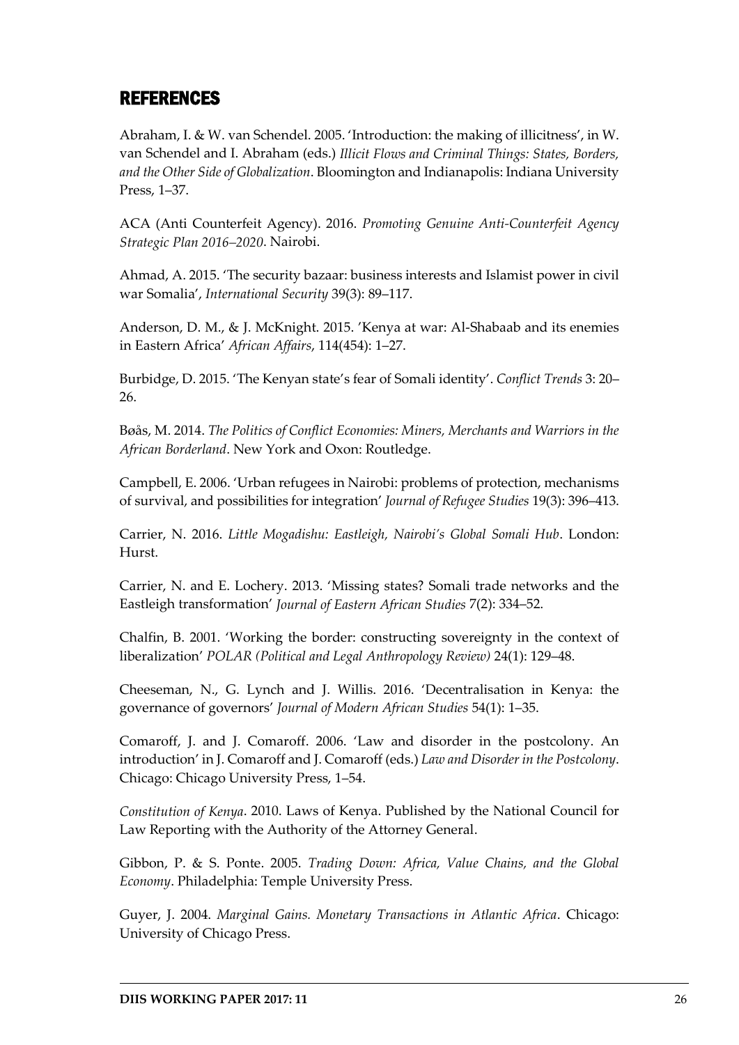## REFERENCES

Abraham, I. & W. van Schendel. 2005. 'Introduction: the making of illicitness', in W. van Schendel and I. Abraham (eds.) *Illicit Flows and Criminal Things: States, Borders, and the Other Side of Globalization*. Bloomington and Indianapolis: Indiana University Press, 1–37.

ACA (Anti Counterfeit Agency). 2016. *Promoting Genuine Anti-Counterfeit Agency Strategic Plan 2016–2020*. Nairobi.

Ahmad, A. 2015. 'The security bazaar: business interests and Islamist power in civil war Somalia', *International Security* 39(3): 89–117.

Anderson, D. M., & J. McKnight. 2015. 'Kenya at war: Al-Shabaab and its enemies in Eastern Africa' *African Affairs*, 114(454): 1–27.

Burbidge, D. 2015. 'The Kenyan state's fear of Somali identity'. *Conflict Trends* 3: 20–26.

Bøås, M. 2014. *The Politics of Conflict Economies: Miners, Merchants and Warriors in the African Borderland*. New York and Oxon: Routledge.

Campbell, E. 2006. 'Urban refugees in Nairobi: problems of protection, mechanisms of survival, and possibilities for integration' *Journal of Refugee Studies* 19(3): 396–413.

Carrier, N. 2016. *Little Mogadishu: Eastleigh, Nairobi's Global Somali Hub*. London: Hurst.

Carrier, N. and E. Lochery. 2013. 'Missing states? Somali trade networks and the Eastleigh transformation' *Journal of Eastern African Studies* 7(2): 334–52.

Chalfin, B. 2001. 'Working the border: constructing sovereignty in the context of liberalization' *POLAR (Political and Legal Anthropology Review)* 24(1): 129–48.

Cheeseman, N., G. Lynch and J. Willis. 2016. 'Decentralisation in Kenya: the governance of governors' *Journal of Modern African Studies* 54(1): 1–35.

Comaroff, J. and J. Comaroff. 2006. 'Law and disorder in the postcolony. An introduction' in J. Comaroff and J. Comaroff (eds.) *Law and Disorder in the Postcolony*. Chicago: Chicago University Press, 1–54.

*Constitution of Kenya*. 2010. Laws of Kenya. Published by the National Council for Law Reporting with the Authority of the Attorney General.

Gibbon, P. & S. Ponte. 2005. *Trading Down: Africa, Value Chains, and the Global Economy*. Philadelphia: Temple University Press.

Guyer, J. 2004. *Marginal Gains. Monetary Transactions in Atlantic Africa*. Chicago: University of Chicago Press.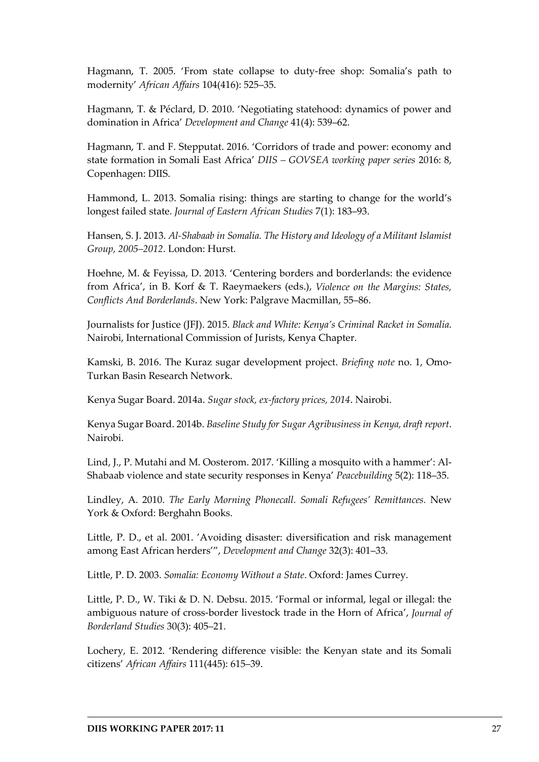Hagmann, T. 2005. 'From state collapse to duty-free shop: Somalia's path to modernity' *African Affairs* 104(416): 525–35.

Hagmann, T. & Péclard, D. 2010. 'Negotiating statehood: dynamics of power and domination in Africa' *Development and Change* 41(4): 539–62.

Hagmann, T. and F. Stepputat. 2016. 'Corridors of trade and power: economy and state formation in Somali East Africa' *DIIS – GOVSEA working paper series* 2016: 8, Copenhagen: DIIS.

Hammond, L. 2013. Somalia rising: things are starting to change for the world's longest failed state. *Journal of Eastern African Studies* 7(1): 183–93.

Hansen, S. J. 2013. *Al-Shabaab in Somalia. The History and Ideology of a Militant Islamist Group, 2005–2012*. London: Hurst.

Hoehne, M. & Feyissa, D. 2013. 'Centering borders and borderlands: the evidence from Africa', in B. Korf & T. Raeymaekers (eds.), *Violence on the Margins: States, Conflicts And Borderlands*. New York: Palgrave Macmillan, 55–86.

Journalists for Justice (JFJ). 2015. *Black and White: Kenya's Criminal Racket in Somalia*. Nairobi, International Commission of Jurists, Kenya Chapter.

Kamski, B. 2016. The Kuraz sugar development project. *Briefing note* no. 1, Omo-Turkan Basin Research Network.

Kenya Sugar Board. 2014a. *Sugar stock, ex-factory prices, 2014*. Nairobi.

Kenya Sugar Board. 2014b. *Baseline Study for Sugar Agribusiness in Kenya, draft report*. Nairobi.

Lind, J., P. Mutahi and M. Oosterom. 2017. 'Killing a mosquito with a hammer': Al-Shabaab violence and state security responses in Kenya' *Peacebuilding* 5(2): 118–35.

Lindley, A. 2010. *The Early Morning Phonecall. Somali Refugees' Remittances.* New York & Oxford: Berghahn Books.

Little, P. D., et al. 2001. 'Avoiding disaster: diversification and risk management among East African herders'", *Development and Change* 32(3): 401–33.

Little, P. D. 2003. *Somalia: Economy Without a State*. Oxford: James Currey.

Little, P. D., W. Tiki & D. N. Debsu. 2015. 'Formal or informal, legal or illegal: the ambiguous nature of cross-border livestock trade in the Horn of Africa', *Journal of Borderland Studies* 30(3): 405–21.

Lochery, E. 2012. 'Rendering difference visible: the Kenyan state and its Somali citizens' *African Affairs* 111(445): 615–39.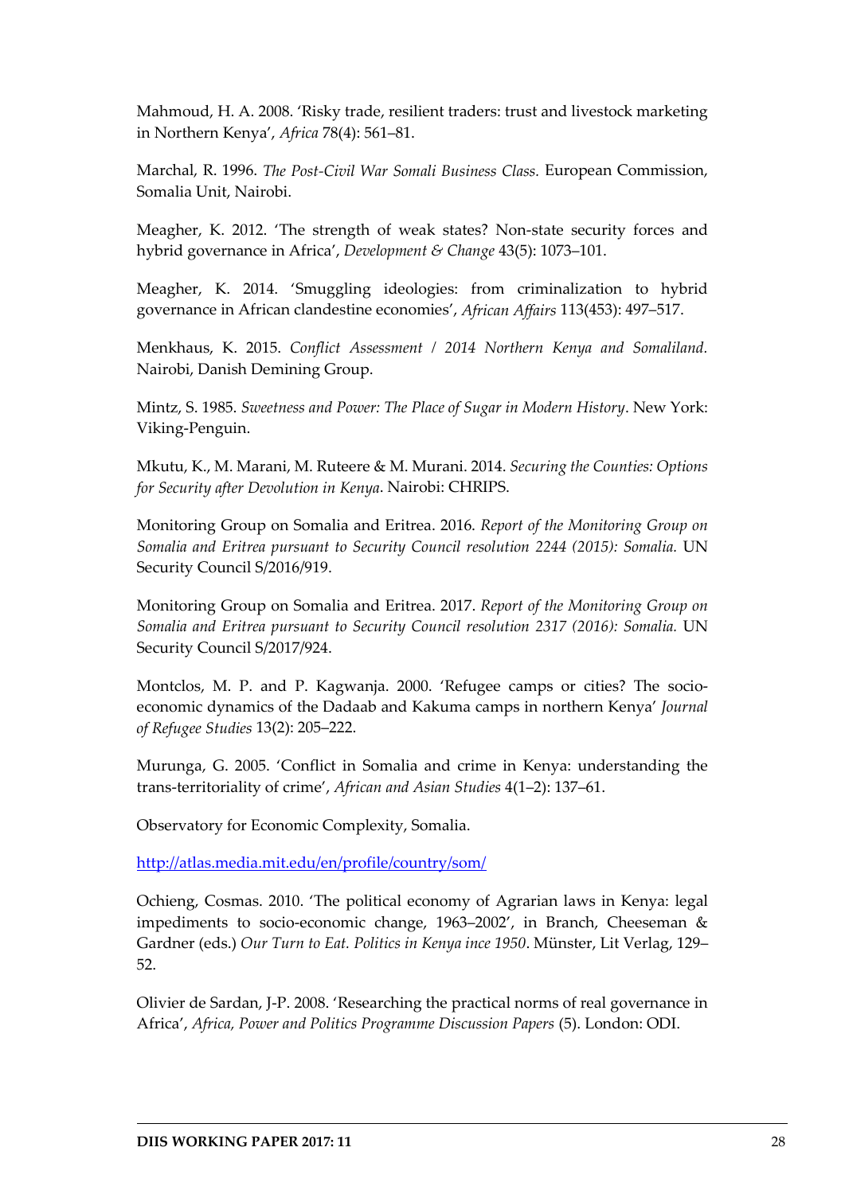Mahmoud, H. A. 2008. 'Risky trade, resilient traders: trust and livestock marketing in Northern Kenya', *Africa* 78(4): 561–81.

Marchal, R. 1996. *The Post-Civil War Somali Business Class.* European Commission, Somalia Unit, Nairobi.

Meagher, K. 2012. 'The strength of weak states? Non-state security forces and hybrid governance in Africa', *Development & Change* 43(5): 1073–101.

Meagher, K. 2014. 'Smuggling ideologies: from criminalization to hybrid governance in African clandestine economies', *African Affairs* 113(453): 497–517.

Menkhaus, K. 2015. *Conflict Assessment / 2014 Northern Kenya and Somaliland.* Nairobi, Danish Demining Group.

Mintz, S. 1985. *Sweetness and Power: The Place of Sugar in Modern History*. New York: Viking-Penguin.

Mkutu, K., M. Marani, M. Ruteere & M. Murani. 2014. *Securing the Counties: Options for Security after Devolution in Kenya*. Nairobi: CHRIPS.

Monitoring Group on Somalia and Eritrea. 2016. *Report of the Monitoring Group on Somalia and Eritrea pursuant to Security Council resolution 2244 (2015): Somalia.* UN Security Council S/2016/919.

Monitoring Group on Somalia and Eritrea. 2017. *Report of the Monitoring Group on Somalia and Eritrea pursuant to Security Council resolution 2317 (2016): Somalia.* UN Security Council S/2017/924.

Montclos, M. P. and P. Kagwanja. 2000. 'Refugee camps or cities? The socio-economic dynamics of the Dadaab and Kakuma camps in northern Kenya' *Journal of Refugee Studies* 13(2): 205–222.

Murunga, G. 2005. 'Conflict in Somalia and crime in Kenya: understanding the trans-territoriality of crime', *African and Asian Studies* 4(1–2): 137–61.

Observatory for Economic Complexity, Somalia.

http://atlas.media.mit.edu/en/profile/country/som/

Ochieng, Cosmas. 2010. 'The political economy of Agrarian laws in Kenya: legal impediments to socio-economic change, 1963–2002', in Branch, Cheeseman & Gardner (eds.) *Our Turn to Eat. Politics in Kenya ince 1950*. Münster, Lit Verlag, 129–52.

Olivier de Sardan, J-P. 2008. 'Researching the practical norms of real governance in Africa', *Africa, Power and Politics Programme Discussion Papers* (5). London: ODI.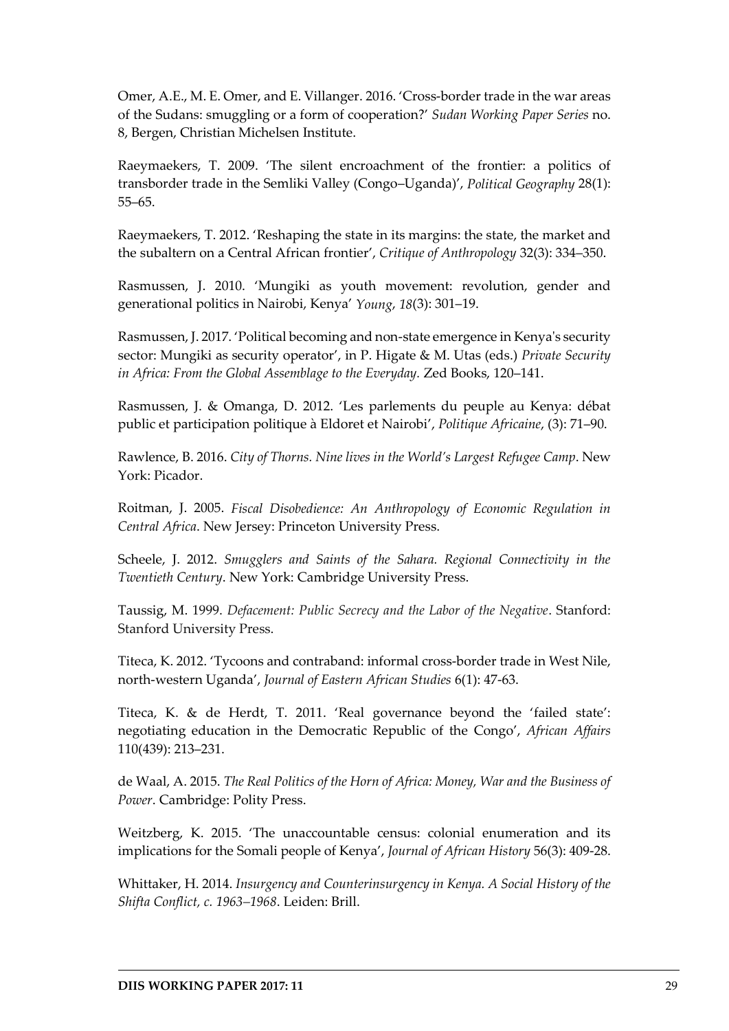Omer, A.E., M. E. Omer, and E. Villanger. 2016. 'Cross-border trade in the war areas of the Sudans: smuggling or a form of cooperation?' *Sudan Working Paper Series* no. 8, Bergen, Christian Michelsen Institute.

Raeymaekers, T. 2009. 'The silent encroachment of the frontier: a politics of transborder trade in the Semliki Valley (Congo–Uganda)', *Political Geography* 28(1): 55–65.

Raeymaekers, T. 2012. 'Reshaping the state in its margins: the state, the market and the subaltern on a Central African frontier', *Critique of Anthropology* 32(3): 334–350.

Rasmussen, J. 2010. 'Mungiki as youth movement: revolution, gender and generational politics in Nairobi, Kenya' *Young*, *18*(3): 301–19.

Rasmussen, J. 2017. 'Political becoming and non-state emergence in Kenya's security sector: Mungiki as security operator', in P. Higate & M. Utas (eds.) *Private Security in Africa: From the Global Assemblage to the Everyday.* Zed Books, 120–141.

Rasmussen, J. & Omanga, D. 2012. 'Les parlements du peuple au Kenya: débat public et participation politique à Eldoret et Nairobi', *Politique Africaine*, (3): 71–90.

Rawlence, B. 2016. *City of Thorns. Nine lives in the World's Largest Refugee Camp*. New York: Picador.

Roitman, J. 2005. *Fiscal Disobedience: An Anthropology of Economic Regulation in Central Africa*. New Jersey: Princeton University Press.

Scheele, J. 2012. *Smugglers and Saints of the Sahara. Regional Connectivity in the Twentieth Century*. New York: Cambridge University Press.

Taussig, M. 1999. *Defacement: Public Secrecy and the Labor of the Negative*. Stanford: Stanford University Press.

Titeca, K. 2012. 'Tycoons and contraband: informal cross-border trade in West Nile, north-western Uganda', *Journal of Eastern African Studies* 6(1): 47-63.

Titeca, K. & de Herdt, T. 2011. 'Real governance beyond the 'failed state': negotiating education in the Democratic Republic of the Congo', *African Affairs* 110(439): 213–231.

de Waal, A. 2015. *The Real Politics of the Horn of Africa: Money, War and the Business of Power*. Cambridge: Polity Press.

Weitzberg, K. 2015. 'The unaccountable census: colonial enumeration and its implications for the Somali people of Kenya', *Journal of African History* 56(3): 409-28.

Whittaker, H. 2014. *Insurgency and Counterinsurgency in Kenya. A Social History of the Shifta Conflict, c. 1963–1968*. Leiden: Brill.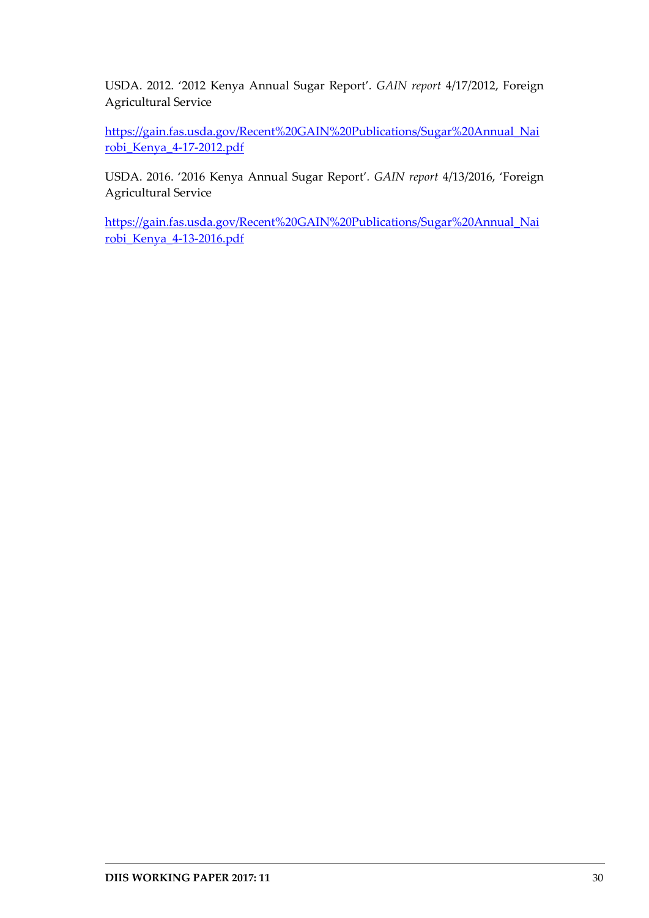USDA. 2012. '2012 Kenya Annual Sugar Report'. *GAIN report* 4/17/2012, Foreign Agricultural Service

https://gain.fas.usda.gov/Recent%20GAIN%20Publications/Sugar%20Annual_Nairobi_Kenya_4-17-2012.pdf

USDA. 2016. '2016 Kenya Annual Sugar Report'. *GAIN report* 4/13/2016, 'Foreign Agricultural Service

https://gain.fas.usda.gov/Recent%20GAIN%20Publications/Sugar%20Annual_Nairobi_Kenya_4-13-2016.pdf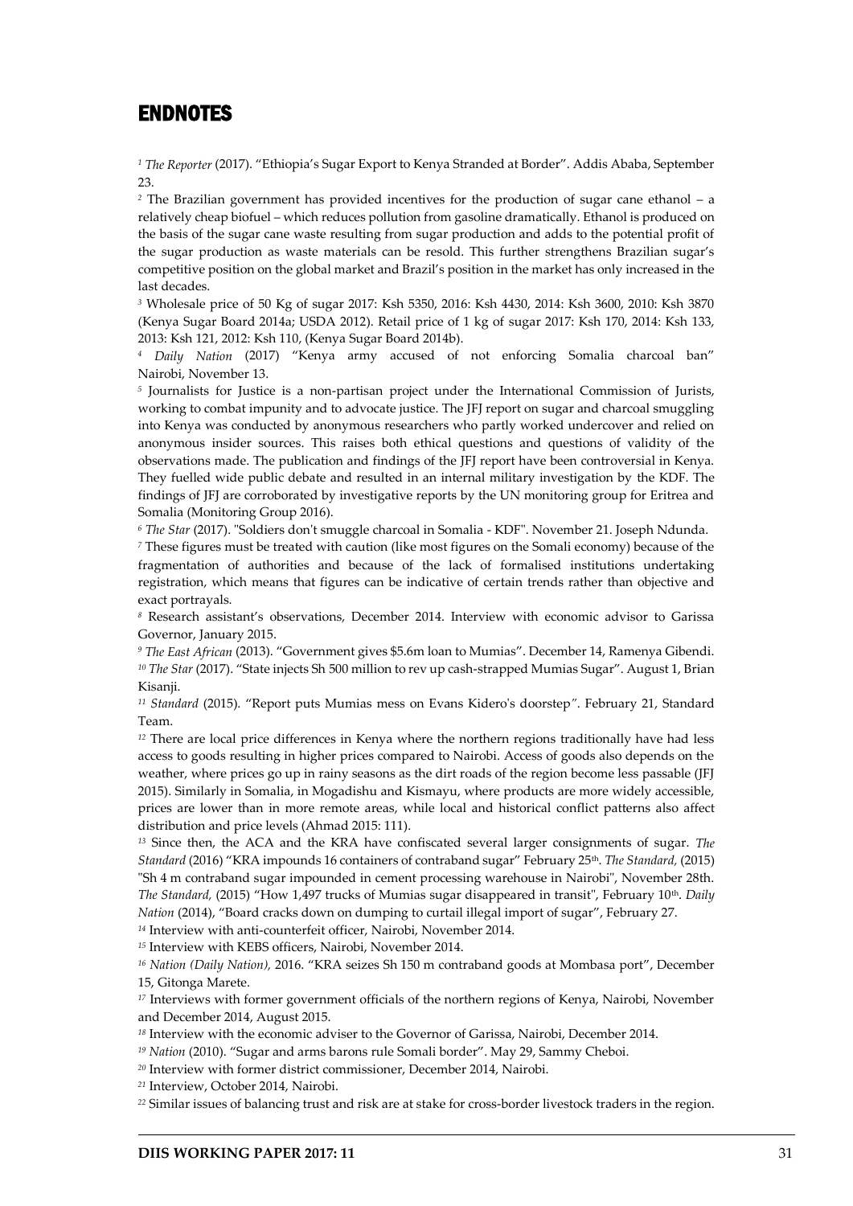## ENDNOTES

[1] *The Reporter* (2017). "Ethiopia's Sugar Export to Kenya Stranded at Border". Addis Ababa, September 23.

[2] The Brazilian government has provided incentives for the production of sugar cane ethanol – a relatively cheap biofuel – which reduces pollution from gasoline dramatically. Ethanol is produced on the basis of the sugar cane waste resulting from sugar production and adds to the potential profit of the sugar production as waste materials can be resold. This further strengthens Brazilian sugar's competitive position on the global market and Brazil's position in the market has only increased in the last decades.

[3] Wholesale price of 50 Kg of sugar 2017: Ksh 5350, 2016: Ksh 4430, 2014: Ksh 3600, 2010: Ksh 3870 (Kenya Sugar Board 2014a; USDA 2012). Retail price of 1 kg of sugar 2017: Ksh 170, 2014: Ksh 133, 2013: Ksh 121, 2012: Ksh 110, (Kenya Sugar Board 2014b).

[4] *Daily Nation* (2017) "Kenya army accused of not enforcing Somalia charcoal ban" Nairobi, November 13.

[5] Journalists for Justice is a non-partisan project under the International Commission of Jurists, working to combat impunity and to advocate justice. The JFJ report on sugar and charcoal smuggling into Kenya was conducted by anonymous researchers who partly worked undercover and relied on anonymous insider sources. This raises both ethical questions and questions of validity of the observations made. The publication and findings of the JFJ report have been controversial in Kenya. They fuelled wide public debate and resulted in an internal military investigation by the KDF. The findings of JFJ are corroborated by investigative reports by the UN monitoring group for Eritrea and Somalia (Monitoring Group 2016).

[6] *The Star* (2017). "Soldiers don't smuggle charcoal in Somalia - KDF". November 21. Joseph Ndunda.

[7] These figures must be treated with caution (like most figures on the Somali economy) because of the fragmentation of authorities and because of the lack of formalised institutions undertaking registration, which means that figures can be indicative of certain trends rather than objective and exact portrayals.

[8] Research assistant's observations, December 2014. Interview with economic advisor to Garissa Governor, January 2015.

[9] *The East African* (2013). "Government gives $5.6m loan to Mumias". December 14, Ramenya Gibendi.

[10] *The Star* (2017). "State injects Sh 500 million to rev up cash-strapped Mumias Sugar". August 1, Brian Kisanji.

[11] *Standard* (2015). "Report puts Mumias mess on Evans Kidero's doorstep". February 21, Standard Team.

[12] There are local price differences in Kenya where the northern regions traditionally have had less access to goods resulting in higher prices compared to Nairobi. Access of goods also depends on the weather, where prices go up in rainy seasons as the dirt roads of the region become less passable (JFJ 2015). Similarly in Somalia, in Mogadishu and Kismayu, where products are more widely accessible, prices are lower than in more remote areas, while local and historical conflict patterns also affect distribution and price levels (Ahmad 2015: 111).

[13] Since then, the ACA and the KRA have confiscated several larger consignments of sugar. *The Standard* (2016) "KRA impounds 16 containers of contraband sugar" February 25th. *The Standard*, (2015) "Sh 4 m contraband sugar impounded in cement processing warehouse in Nairobi", November 28th. *The Standard*, (2015) "How 1,497 trucks of Mumias sugar disappeared in transit", February 10th. *Daily Nation* (2014), "Board cracks down on dumping to curtail illegal import of sugar", February 27.

[14] Interview with anti-counterfeit officer, Nairobi, November 2014.

[15] Interview with KEBS officers, Nairobi, November 2014.

[16] *Nation (Daily Nation)*, 2016. "KRA seizes Sh 150 m contraband goods at Mombasa port", December 15, Gitonga Marete.

[17] Interviews with former government officials of the northern regions of Kenya, Nairobi, November and December 2014, August 2015.

[18] Interview with the economic adviser to the Governor of Garissa, Nairobi, December 2014.

[19] *Nation* (2010). "Sugar and arms barons rule Somali border". May 29, Sammy Cheboi.

[20] Interview with former district commissioner, December 2014, Nairobi.

[21] Interview, October 2014, Nairobi.

[22] Similar issues of balancing trust and risk are at stake for cross-border livestock traders in the region.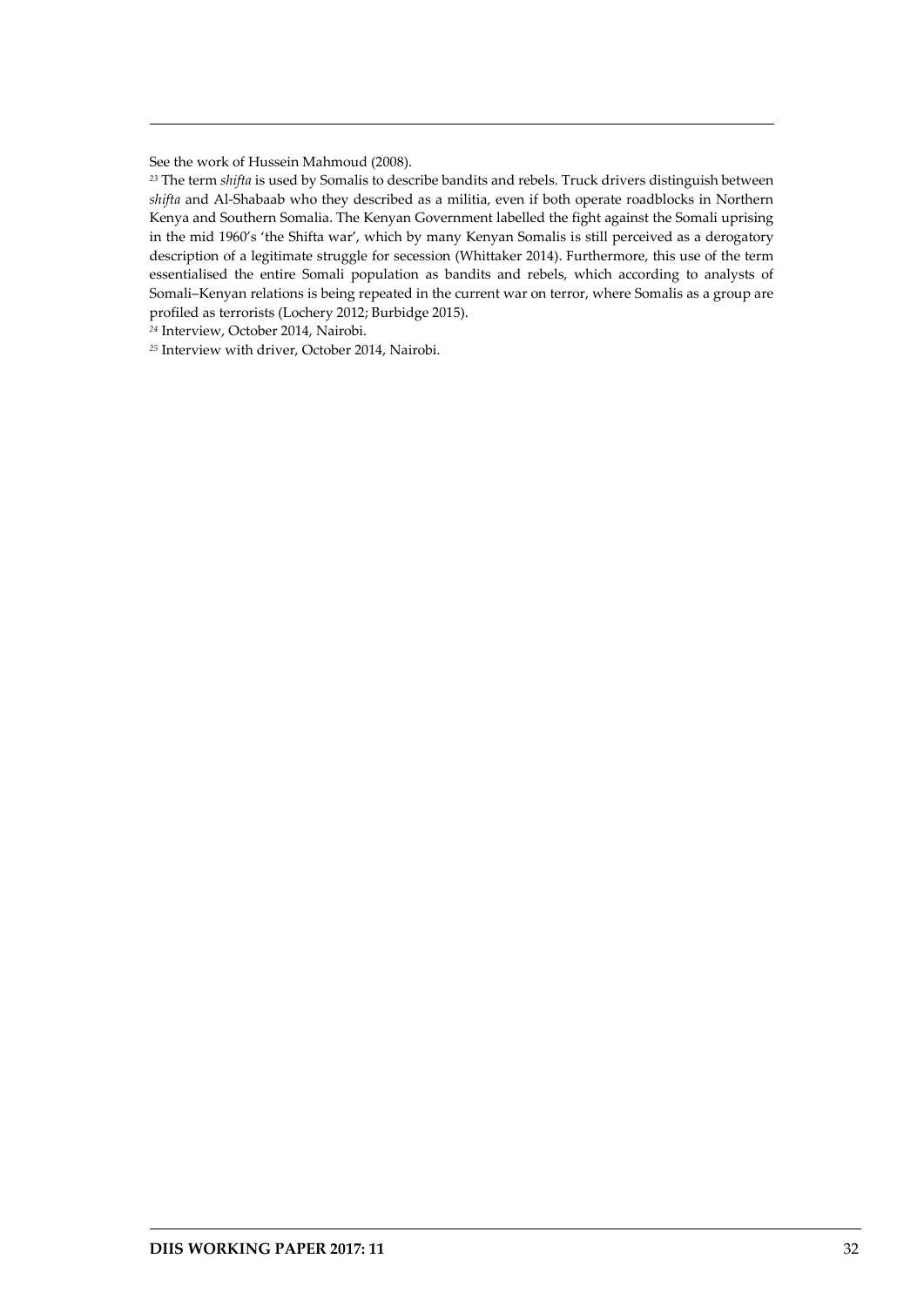See the work of Hussein Mahmoud (2008).

[23] The term *shifta* is used by Somalis to describe bandits and rebels. Truck drivers distinguish between *shifta* and Al-Shabaab who they described as a militia, even if both operate roadblocks in Northern Kenya and Southern Somalia. The Kenyan Government labelled the fight against the Somali uprising in the mid 1960's 'the Shifta war', which by many Kenyan Somalis is still perceived as a derogatory description of a legitimate struggle for secession (Whittaker 2014). Furthermore, this use of the term essentialised the entire Somali population as bandits and rebels, which according to analysts of Somali–Kenyan relations is being repeated in the current war on terror, where Somalis as a group are profiled as terrorists (Lochery 2012; Burbidge 2015).

[24] Interview, October 2014, Nairobi.

[25] Interview with driver, October 2014, Nairobi.